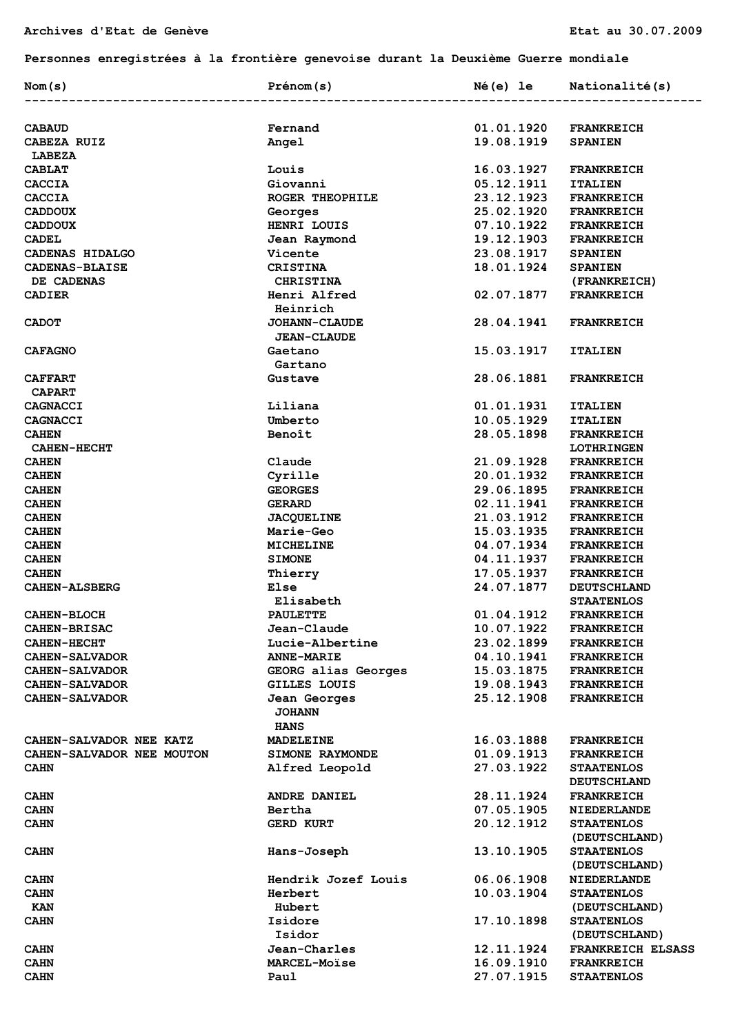Archives d'Etat de Genève

Etat au 30.07.2009

**Personnes enregistrées à la frontière genevoise durant la Deuxième Guerre mondiale**

| Nom(s) | Prénom(s) | Né(e) le | Nationalité(s) |
|---|---|---|---|
| CABAUD | Fernand | 01.01.1920 | FRANKREICH |
| CABEZA RUIZ<br>LABEZA | Angel | 19.08.1919 | SPANIEN |
| CABLAT | Louis | 16.03.1927 | FRANKREICH |
| CACCIA | Giovanni | 05.12.1911 | ITALIEN |
| CACCIA | ROGER THEOPHILE | 23.12.1923 | FRANKREICH |
| CADDOUX | Georges | 25.02.1920 | FRANKREICH |
| CADDOUX | HENRI LOUIS | 07.10.1922 | FRANKREICH |
| CADEL | Jean Raymond | 19.12.1903 | FRANKREICH |
| CADENAS HIDALGO | Vicente | 23.08.1917 | SPANIEN |
| CADENAS-BLAISE<br>DE CADENAS | CRISTINA<br>CHRISTINA | 18.01.1924 | SPANIEN<br>(FRANKREICH) |
| CADIER | Henri Alfred<br>Heinrich | 02.07.1877 | FRANKREICH |
| CADOT | JOHANN-CLAUDE<br>JEAN-CLAUDE | 28.04.1941 | FRANKREICH |
| CAFAGNO | Gaetano<br>Gartano | 15.03.1917 | ITALIEN |
| CAFFART<br>CAPART | Gustave | 28.06.1881 | FRANKREICH |
| CAGNACCI | Liliana | 01.01.1931 | ITALIEN |
| CAGNACCI | Umberto | 10.05.1929 | ITALIEN |
| CAHEN<br>CAHEN-HECHT | Benoît | 28.05.1898 | FRANKREICH<br>LOTHRINGEN |
| CAHEN | Claude | 21.09.1928 | FRANKREICH |
| CAHEN | Cyrille | 20.01.1932 | FRANKREICH |
| CAHEN | GEORGES | 29.06.1895 | FRANKREICH |
| CAHEN | GERARD | 02.11.1941 | FRANKREICH |
| CAHEN | JACQUELINE | 21.03.1912 | FRANKREICH |
| CAHEN | Marie-Geo | 15.03.1935 | FRANKREICH |
| CAHEN | MICHELINE | 04.07.1934 | FRANKREICH |
| CAHEN | SIMONE | 04.11.1937 | FRANKREICH |
| CAHEN | Thierry | 17.05.1937 | FRANKREICH |
| CAHEN-ALSBERG | Else<br>Elisabeth | 24.07.1877 | DEUTSCHLAND<br>STAATENLOS |
| CAHEN-BLOCH | PAULETTE | 01.04.1912 | FRANKREICH |
| CAHEN-BRISAC | Jean-Claude | 10.07.1922 | FRANKREICH |
| CAHEN-HECHT | Lucie-Albertine | 23.02.1899 | FRANKREICH |
| CAHEN-SALVADOR | ANNE-MARIE | 04.10.1941 | FRANKREICH |
| CAHEN-SALVADOR | GEORG alias Georges | 15.03.1875 | FRANKREICH |
| CAHEN-SALVADOR | GILLES LOUIS | 19.08.1943 | FRANKREICH |
| CAHEN-SALVADOR | Jean Georges<br>JOHANN<br>HANS | 25.12.1908 | FRANKREICH |
| CAHEN-SALVADOR NEE KATZ | MADELEINE | 16.03.1888 | FRANKREICH |
| CAHEN-SALVADOR NEE MOUTON | SIMONE RAYMONDE | 01.09.1913 | FRANKREICH |
| CAHN | Alfred Leopold | 27.03.1922 | STAATENLOS<br>DEUTSCHLAND |
| CAHN | ANDRE DANIEL | 28.11.1924 | FRANKREICH |
| CAHN | Bertha | 07.05.1905 | NIEDERLANDE |
| CAHN | GERD KURT | 20.12.1912 | STAATENLOS<br>(DEUTSCHLAND) |
| CAHN | Hans-Joseph | 13.10.1905 | STAATENLOS<br>(DEUTSCHLAND) |
| CAHN | Hendrik Jozef Louis | 06.06.1908 | NIEDERLANDE |
| CAHN<br>KAN | Herbert<br>Hubert | 10.03.1904 | STAATENLOS<br>(DEUTSCHLAND) |
| CAHN | Isidore<br>Isidor | 17.10.1898 | STAATENLOS<br>(DEUTSCHLAND) |
| CAHN | Jean-Charles | 12.11.1924 | FRANKREICH ELSASS |
| CAHN | MARCEL-Moïse | 16.09.1910 | FRANKREICH |
| CAHN | Paul | 27.07.1915 | STAATENLOS |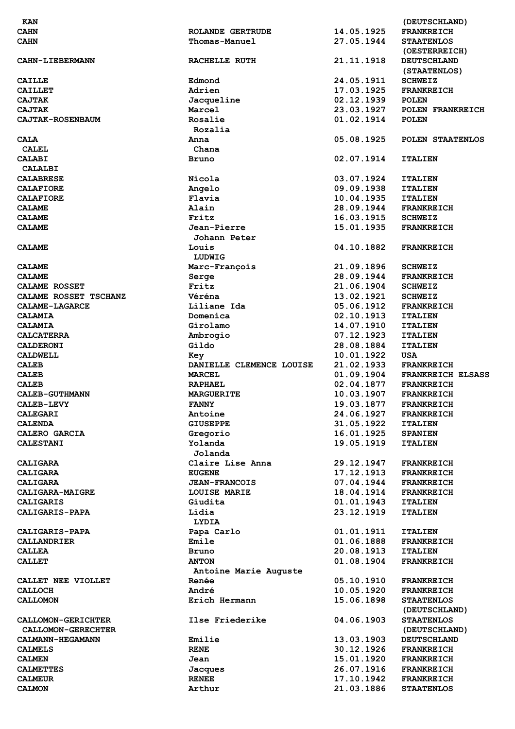| | | | |
|---|---|---|---|
| KAN | | | (DEUTSCHLAND) |
| CAHN | ROLANDE GERTRUDE | 14.05.1925 | FRANKREICH |
| CAHN | Thomas-Manuel | 27.05.1944 | STAATENLOS (OESTERREICH) |
| CAHN-LIEBERMANN | RACHELLE RUTH | 21.11.1918 | DEUTSCHLAND (STAATENLOS) |
| CAILLE | Edmond | 24.05.1911 | SCHWEIZ |
| CAILLET | Adrien | 17.03.1925 | FRANKREICH |
| CAJTAK | Jacqueline | 02.12.1939 | POLEN |
| CAJTAK | Marcel | 23.03.1927 | POLEN FRANKREICH |
| CAJTAK-ROSENBAUM | Rosalie Rozalia | 01.02.1914 | POLEN |
| CALA | Anna | 05.08.1925 | POLEN STAATENLOS |
| CALEL | Chana | | |
| CALABI | Bruno | 02.07.1914 | ITALIEN |
| CALALBI | | | |
| CALABRESE | Nicola | 03.07.1924 | ITALIEN |
| CALAFIORE | Angelo | 09.09.1938 | ITALIEN |
| CALAFIORE | Flavia | 10.04.1935 | ITALIEN |
| CALAME | Alain | 28.09.1944 | FRANKREICH |
| CALAME | Fritz | 16.03.1915 | SCHWEIZ |
| CALAME | Jean-Pierre Johann Peter | 15.01.1935 | FRANKREICH |
| CALAME | Louis LUDWIG | 04.10.1882 | FRANKREICH |
| CALAME | Marc-François | 21.09.1896 | SCHWEIZ |
| CALAME | Serge | 28.09.1944 | FRANKREICH |
| CALAME ROSSET | Fritz | 21.06.1904 | SCHWEIZ |
| CALAME ROSSET TSCHANZ | Véréna | 13.02.1921 | SCHWEIZ |
| CALAME-LAGARCE | Liliane Ida | 05.06.1912 | FRANKREICH |
| CALAMIA | Domenica | 02.10.1913 | ITALIEN |
| CALAMIA | Girolamo | 14.07.1910 | ITALIEN |
| CALCATERRA | Ambrogio | 07.12.1923 | ITALIEN |
| CALDERONI | Gildo | 28.08.1884 | ITALIEN |
| CALDWELL | Key | 10.01.1922 | USA |
| CALEB | DANIELLE CLEMENCE LOUISE | 21.02.1933 | FRANKREICH |
| CALEB | MARCEL | 01.09.1904 | FRANKREICH ELSASS |
| CALEB | RAPHAEL | 02.04.1877 | FRANKREICH |
| CALEB-GUTHMANN | MARGUERITE | 10.03.1907 | FRANKREICH |
| CALEB-LEVY | FANNY | 19.03.1877 | FRANKREICH |
| CALEGARI | Antoine | 24.06.1927 | FRANKREICH |
| CALENDA | GIUSEPPE | 31.05.1922 | ITALIEN |
| CALERO GARCIA | Gregorio | 16.01.1925 | SPANIEN |
| CALESTANI | Yolanda Jolanda | 19.05.1919 | ITALIEN |
| CALIGARA | Claire Lise Anna | 29.12.1947 | FRANKREICH |
| CALIGARA | EUGENE | 17.12.1913 | FRANKREICH |
| CALIGARA | JEAN-FRANCOIS | 07.04.1944 | FRANKREICH |
| CALIGARA-MAIGRE | LOUISE MARIE | 18.04.1914 | FRANKREICH |
| CALIGARIS | Giudita | 01.01.1943 | ITALIEN |
| CALIGARIS-PAPA | Lidia LYDIA | 23.12.1919 | ITALIEN |
| CALIGARIS-PAPA | Papa Carlo | 01.01.1911 | ITALIEN |
| CALLANDRIER | Emile | 01.06.1888 | FRANKREICH |
| CALLEA | Bruno | 20.08.1913 | ITALIEN |
| CALLET | ANTON Antoine Marie Auguste | 01.08.1904 | FRANKREICH |
| CALLET NEE VIOLLET | Renée | 05.10.1910 | FRANKREICH |
| CALLOCH | André | 10.05.1920 | FRANKREICH |
| CALLOMON | Erich Hermann | 15.06.1898 | STAATENLOS (DEUTSCHLAND) |
| CALLOMON-GERICHTER CALLOMON-GERECHTER | Ilse Friederike | 04.06.1903 | STAATENLOS (DEUTSCHLAND) |
| CALMANN-HEGAMANN | Emilie | 13.03.1903 | DEUTSCHLAND |
| CALMELS | RENE | 30.12.1926 | FRANKREICH |
| CALMEN | Jean | 15.01.1920 | FRANKREICH |
| CALMETTES | Jacques | 26.07.1916 | FRANKREICH |
| CALMEUR | RENEE | 17.10.1942 | FRANKREICH |
| CALMON | Arthur | 21.03.1886 | STAATENLOS |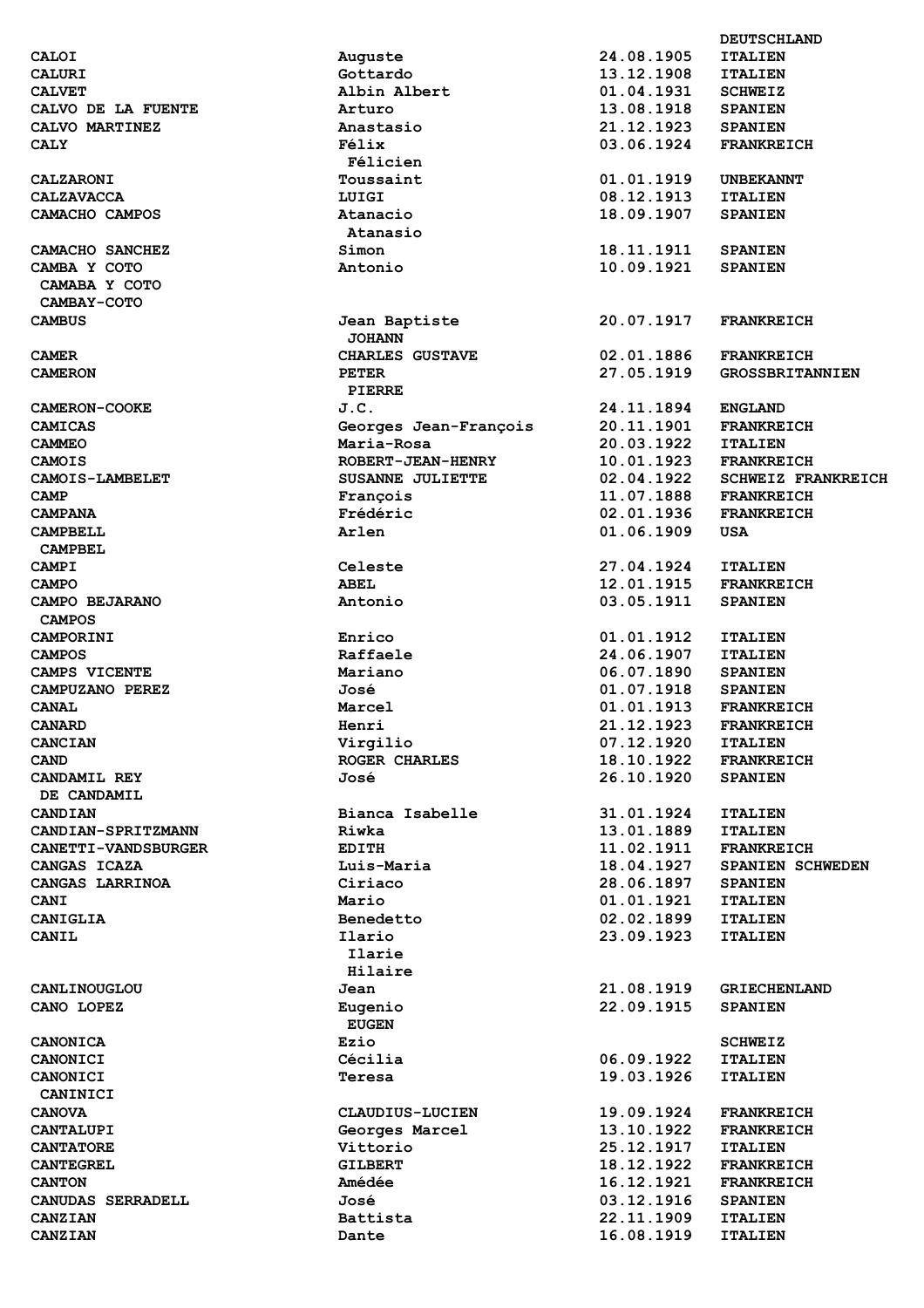| | | | |
|---|---|---|---|
| | | | DEUTSCHLAND |
| CALOI | Auguste | 24.08.1905 | ITALIEN |
| CALURI | Gottardo | 13.12.1908 | ITALIEN |
| CALVET | Albin Albert | 01.04.1931 | SCHWEIZ |
| CALVO DE LA FUENTE | Arturo | 13.08.1918 | SPANIEN |
| CALVO MARTINEZ | Anastasio | 21.12.1923 | SPANIEN |
| CALY | Félix | 03.06.1924 | FRANKREICH |
| | Félicien | | |
| CALZARONI | Toussaint | 01.01.1919 | UNBEKANNT |
| CALZAVACCA | LUIGI | 08.12.1913 | ITALIEN |
| CAMACHO CAMPOS | Atanacio | 18.09.1907 | SPANIEN |
| | Atanasio | | |
| CAMACHO SANCHEZ | Simon | 18.11.1911 | SPANIEN |
| CAMBA Y COTO | Antonio | 10.09.1921 | SPANIEN |
| CAMABA Y COTO | | | |
| CAMBAY-COTO | | | |
| CAMBUS | Jean Baptiste | 20.07.1917 | FRANKREICH |
| | JOHANN | | |
| CAMER | CHARLES GUSTAVE | 02.01.1886 | FRANKREICH |
| CAMERON | PETER | 27.05.1919 | GROSSBRITANNIEN |
| | PIERRE | | |
| CAMERON-COOKE | J.C. | 24.11.1894 | ENGLAND |
| CAMICAS | Georges Jean-François | 20.11.1901 | FRANKREICH |
| CAMMEO | Maria-Rosa | 20.03.1922 | ITALIEN |
| CAMOIS | ROBERT-JEAN-HENRY | 10.01.1923 | FRANKREICH |
| CAMOIS-LAMBELET | SUSANNE JULIETTE | 02.04.1922 | SCHWEIZ FRANKREICH |
| CAMP | François | 11.07.1888 | FRANKREICH |
| CAMPANA | Frédéric | 02.01.1936 | FRANKREICH |
| CAMPBELL | Arlen | 01.06.1909 | USA |
| CAMPBEL | | | |
| CAMPI | Celeste | 27.04.1924 | ITALIEN |
| CAMPO | ABEL | 12.01.1915 | FRANKREICH |
| CAMPO BEJARANO | Antonio | 03.05.1911 | SPANIEN |
| CAMPOS | | | |
| CAMPORINI | Enrico | 01.01.1912 | ITALIEN |
| CAMPOS | Raffaele | 24.06.1907 | ITALIEN |
| CAMPS VICENTE | Mariano | 06.07.1890 | SPANIEN |
| CAMPUZANO PEREZ | José | 01.07.1918 | SPANIEN |
| CANAL | Marcel | 01.01.1913 | FRANKREICH |
| CANARD | Henri | 21.12.1923 | FRANKREICH |
| CANCIAN | Virgilio | 07.12.1920 | ITALIEN |
| CAND | ROGER CHARLES | 18.10.1922 | FRANKREICH |
| CANDAMIL REY | José | 26.10.1920 | SPANIEN |
| DE CANDAMIL | | | |
| CANDIAN | Bianca Isabelle | 31.01.1924 | ITALIEN |
| CANDIAN-SPRITZMANN | Riwka | 13.01.1889 | ITALIEN |
| CANETTI-VANDSBURGER | EDITH | 11.02.1911 | FRANKREICH |
| CANGAS ICAZA | Luis-Maria | 18.04.1927 | SPANIEN SCHWEDEN |
| CANGAS LARRINOA | Ciriaco | 28.06.1897 | SPANIEN |
| CANI | Mario | 01.01.1921 | ITALIEN |
| CANIGLIA | Benedetto | 02.02.1899 | ITALIEN |
| CANIL | Ilario | 23.09.1923 | ITALIEN |
| | Ilarie | | |
| | Hilaire | | |
| CANLINOUGLOU | Jean | 21.08.1919 | GRIECHENLAND |
| CANO LOPEZ | Eugenio | 22.09.1915 | SPANIEN |
| | EUGEN | | |
| CANONICA | Ezio | | SCHWEIZ |
| CANONICI | Cécilia | 06.09.1922 | ITALIEN |
| CANONICI | Teresa | 19.03.1926 | ITALIEN |
| CANINICI | | | |
| CANOVA | CLAUDIUS-LUCIEN | 19.09.1924 | FRANKREICH |
| CANTALUPI | Georges Marcel | 13.10.1922 | FRANKREICH |
| CANTATORE | Vittorio | 25.12.1917 | ITALIEN |
| CANTEGREL | GILBERT | 18.12.1922 | FRANKREICH |
| CANTON | Amédée | 16.12.1921 | FRANKREICH |
| CANUDAS SERRADELL | José | 03.12.1916 | SPANIEN |
| CANZIAN | Battista | 22.11.1909 | ITALIEN |
| CANZIAN | Dante | 16.08.1919 | ITALIEN |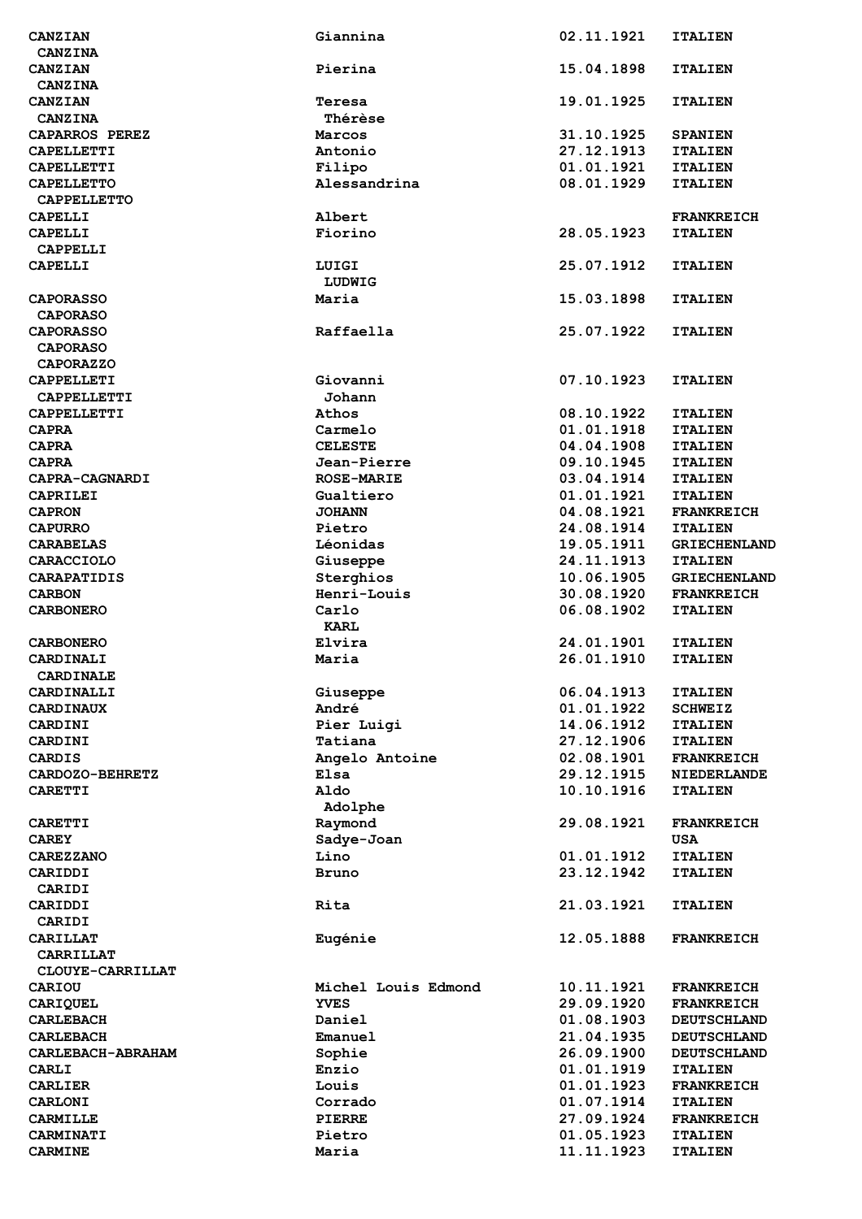| | | | |
|---|---|---|---|
| CANZIAN | Giannina | 02.11.1921 | ITALIEN |
| CANZINA | | | |
| CANZIAN | Pierina | 15.04.1898 | ITALIEN |
| CANZINA | | | |
| CANZIAN | Teresa | 19.01.1925 | ITALIEN |
| CANZINA | Thérèse | | |
| CAPARROS PEREZ | Marcos | 31.10.1925 | SPANIEN |
| CAPELLETTI | Antonio | 27.12.1913 | ITALIEN |
| CAPELLETTI | Filipo | 01.01.1921 | ITALIEN |
| CAPELLETTO | Alessandrina | 08.01.1929 | ITALIEN |
| CAPPELLETTO | | | |
| CAPELLI | Albert | | FRANKREICH |
| CAPELLI | Fiorino | 28.05.1923 | ITALIEN |
| CAPPELLI | | | |
| CAPELLI | LUIGI | 25.07.1912 | ITALIEN |
| | LUDWIG | | |
| CAPORASSO | Maria | 15.03.1898 | ITALIEN |
| CAPORASO | | | |
| CAPORASSO | Raffaella | 25.07.1922 | ITALIEN |
| CAPORASO | | | |
| CAPORAZZO | | | |
| CAPPELLETI | Giovanni | 07.10.1923 | ITALIEN |
| CAPPELLETTI | Johann | | |
| CAPPELLETTI | Athos | 08.10.1922 | ITALIEN |
| CAPRA | Carmelo | 01.01.1918 | ITALIEN |
| CAPRA | CELESTE | 04.04.1908 | ITALIEN |
| CAPRA | Jean-Pierre | 09.10.1945 | ITALIEN |
| CAPRA-CAGNARDI | ROSE-MARIE | 03.04.1914 | ITALIEN |
| CAPRILEI | Gualtiero | 01.01.1921 | ITALIEN |
| CAPRON | JOHANN | 04.08.1921 | FRANKREICH |
| CAPURRO | Pietro | 24.08.1914 | ITALIEN |
| CARABELAS | Léonidas | 19.05.1911 | GRIECHENLAND |
| CARACCIOLO | Giuseppe | 24.11.1913 | ITALIEN |
| CARAPATIDIS | Sterghios | 10.06.1905 | GRIECHENLAND |
| CARBON | Henri-Louis | 30.08.1920 | FRANKREICH |
| CARBONERO | Carlo | 06.08.1902 | ITALIEN |
| | KARL | | |
| CARBONERO | Elvira | 24.01.1901 | ITALIEN |
| CARDINALI | Maria | 26.01.1910 | ITALIEN |
| CARDINALE | | | |
| CARDINALLI | Giuseppe | 06.04.1913 | ITALIEN |
| CARDINAUX | André | 01.01.1922 | SCHWEIZ |
| CARDINI | Pier Luigi | 14.06.1912 | ITALIEN |
| CARDINI | Tatiana | 27.12.1906 | ITALIEN |
| CARDIS | Angelo Antoine | 02.08.1901 | FRANKREICH |
| CARDOZO-BEHRETZ | Elsa | 29.12.1915 | NIEDERLANDE |
| CARETTI | Aldo | 10.10.1916 | ITALIEN |
| | Adolphe | | |
| CARETTI | Raymond | 29.08.1921 | FRANKREICH |
| CAREY | Sadye-Joan | | USA |
| CAREZZANO | Lino | 01.01.1912 | ITALIEN |
| CARIDDI | Bruno | 23.12.1942 | ITALIEN |
| CARIDI | | | |
| CARIDDI | Rita | 21.03.1921 | ITALIEN |
| CARIDI | | | |
| CARILLAT | Eugénie | 12.05.1888 | FRANKREICH |
| CARRILLAT | | | |
| CLOUYE-CARRILLAT | | | |
| CARIOU | Michel Louis Edmond | 10.11.1921 | FRANKREICH |
| CARIQUEL | YVES | 29.09.1920 | FRANKREICH |
| CARLEBACH | Daniel | 01.08.1903 | DEUTSCHLAND |
| CARLEBACH | Emanuel | 21.04.1935 | DEUTSCHLAND |
| CARLEBACH-ABRAHAM | Sophie | 26.09.1900 | DEUTSCHLAND |
| CARLI | Enzio | 01.01.1919 | ITALIEN |
| CARLIER | Louis | 01.01.1923 | FRANKREICH |
| CARLONI | Corrado | 01.07.1914 | ITALIEN |
| CARMILLE | PIERRE | 27.09.1924 | FRANKREICH |
| CARMINATI | Pietro | 01.05.1923 | ITALIEN |
| CARMINE | Maria | 11.11.1923 | ITALIEN |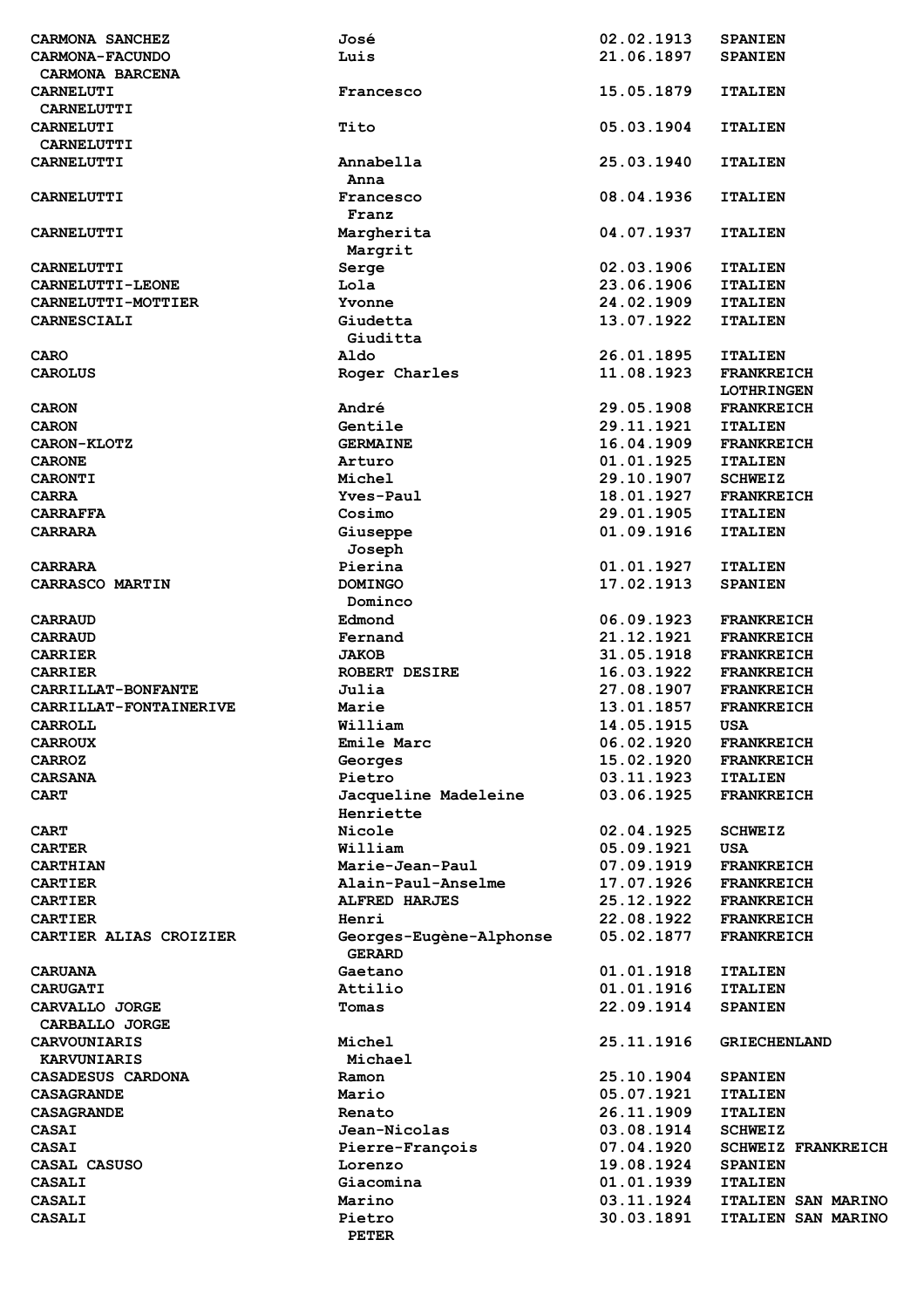| | | | |
|---|---|---|---|
| CARMONA SANCHEZ | José | 02.02.1913 | SPANIEN |
| CARMONA-FACUNDO<br>CARMONA BARCENA | Luis | 21.06.1897 | SPANIEN |
| CARNELUTI<br>CARNELUTTI | Francesco | 15.05.1879 | ITALIEN |
| CARNELUTI<br>CARNELUTTI | Tito | 05.03.1904 | ITALIEN |
| CARNELUTTI | Annabella<br>Anna | 25.03.1940 | ITALIEN |
| CARNELUTTI | Francesco<br>Franz | 08.04.1936 | ITALIEN |
| CARNELUTTI | Margherita<br>Margrit | 04.07.1937 | ITALIEN |
| CARNELUTTI | Serge | 02.03.1906 | ITALIEN |
| CARNELUTTI-LEONE | Lola | 23.06.1906 | ITALIEN |
| CARNELUTTI-MOTTIER | Yvonne | 24.02.1909 | ITALIEN |
| CARNESCIALI | Giudetta<br>Giuditta | 13.07.1922 | ITALIEN |
| CARO | Aldo | 26.01.1895 | ITALIEN |
| CAROLUS | Roger Charles | 11.08.1923 | FRANKREICH<br>LOTHRINGEN |
| CARON | André | 29.05.1908 | FRANKREICH |
| CARON | Gentile | 29.11.1921 | ITALIEN |
| CARON-KLOTZ | GERMAINE | 16.04.1909 | FRANKREICH |
| CARONE | Arturo | 01.01.1925 | ITALIEN |
| CARONTI | Michel | 29.10.1907 | SCHWEIZ |
| CARRA | Yves-Paul | 18.01.1927 | FRANKREICH |
| CARRAFFA | Cosimo | 29.01.1905 | ITALIEN |
| CARRARA | Giuseppe<br>Joseph | 01.09.1916 | ITALIEN |
| CARRARA | Pierina | 01.01.1927 | ITALIEN |
| CARRASCO MARTIN | DOMINGO<br>Dominco | 17.02.1913 | SPANIEN |
| CARRAUD | Edmond | 06.09.1923 | FRANKREICH |
| CARRAUD | Fernand | 21.12.1921 | FRANKREICH |
| CARRIER | JAKOB | 31.05.1918 | FRANKREICH |
| CARRIER | ROBERT DESIRE | 16.03.1922 | FRANKREICH |
| CARRILLAT-BONFANTE | Julia | 27.08.1907 | FRANKREICH |
| CARRILLAT-FONTAINERIVE | Marie | 13.01.1857 | FRANKREICH |
| CARROLL | William | 14.05.1915 | USA |
| CARROUX | Emile Marc | 06.02.1920 | FRANKREICH |
| CARROZ | Georges | 15.02.1920 | FRANKREICH |
| CARSANA | Pietro | 03.11.1923 | ITALIEN |
| CART | Jacqueline Madeleine<br>Henriette | 03.06.1925 | FRANKREICH |
| CART | Nicole | 02.04.1925 | SCHWEIZ |
| CARTER | William | 05.09.1921 | USA |
| CARTHIAN | Marie-Jean-Paul | 07.09.1919 | FRANKREICH |
| CARTIER | Alain-Paul-Anselme | 17.07.1926 | FRANKREICH |
| CARTIER | ALFRED HARJES | 25.12.1922 | FRANKREICH |
| CARTIER | Henri | 22.08.1922 | FRANKREICH |
| CARTIER ALIAS CROIZIER | Georges-Eugène-Alphonse<br>GERARD | 05.02.1877 | FRANKREICH |
| CARUANA | Gaetano | 01.01.1918 | ITALIEN |
| CARUGATI | Attilio | 01.01.1916 | ITALIEN |
| CARVALLO JORGE<br>CARBALLO JORGE | Tomas | 22.09.1914 | SPANIEN |
| CARVOUNIARIS<br>KARVUNIARIS | Michel<br>Michael | 25.11.1916 | GRIECHENLAND |
| CASADESUS CARDONA | Ramon | 25.10.1904 | SPANIEN |
| CASAGRANDE | Mario | 05.07.1921 | ITALIEN |
| CASAGRANDE | Renato | 26.11.1909 | ITALIEN |
| CASAI | Jean-Nicolas | 03.08.1914 | SCHWEIZ |
| CASAI | Pierre-François | 07.04.1920 | SCHWEIZ FRANKREICH |
| CASAL CASUSO | Lorenzo | 19.08.1924 | SPANIEN |
| CASALI | Giacomina | 01.01.1939 | ITALIEN |
| CASALI | Marino | 03.11.1924 | ITALIEN SAN MARINO |
| CASALI | Pietro<br>PETER | 30.03.1891 | ITALIEN SAN MARINO |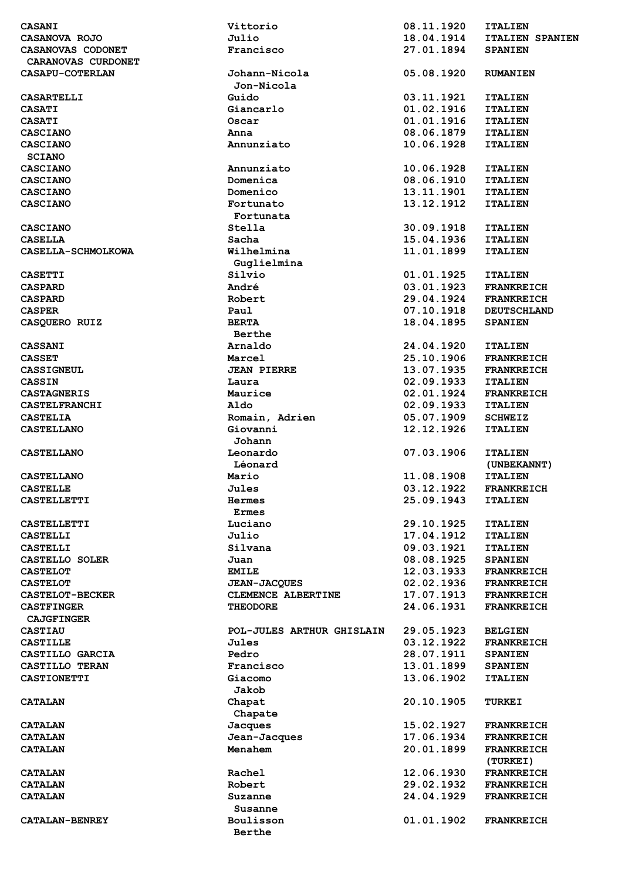| | | | |
|---|---|---|---|
| CASANI | Vittorio | 08.11.1920 | ITALIEN |
| CASANOVA ROJO | Julio | 18.04.1914 | ITALIEN SPANIEN |
| CASANOVAS CODONET<br>CARANOVAS CURDONET | Francisco | 27.01.1894 | SPANIEN |
| CASAPU-COTERLAN | Johann-Nicola<br>Jon-Nicola | 05.08.1920 | RUMANIEN |
| CASARTELLI | Guido | 03.11.1921 | ITALIEN |
| CASATI | Giancarlo | 01.02.1916 | ITALIEN |
| CASATI | Oscar | 01.01.1916 | ITALIEN |
| CASCIANO | Anna | 08.06.1879 | ITALIEN |
| CASCIANO<br>SCIANO | Annunziato | 10.06.1928 | ITALIEN |
| CASCIANO | Annunziato | 10.06.1928 | ITALIEN |
| CASCIANO | Domenica | 08.06.1910 | ITALIEN |
| CASCIANO | Domenico | 13.11.1901 | ITALIEN |
| CASCIANO | Fortunato<br>Fortunata | 13.12.1912 | ITALIEN |
| CASCIANO | Stella | 30.09.1918 | ITALIEN |
| CASELLA | Sacha | 15.04.1936 | ITALIEN |
| CASELLA-SCHMOLKOWA | Wilhelmina<br>Guglielmina | 11.01.1899 | ITALIEN |
| CASETTI | Silvio | 01.01.1925 | ITALIEN |
| CASPARD | André | 03.01.1923 | FRANKREICH |
| CASPARD | Robert | 29.04.1924 | FRANKREICH |
| CASPER | Paul | 07.10.1918 | DEUTSCHLAND |
| CASQUERO RUIZ | BERTA<br>Berthe | 18.04.1895 | SPANIEN |
| CASSANI | Arnaldo | 24.04.1920 | ITALIEN |
| CASSET | Marcel | 25.10.1906 | FRANKREICH |
| CASSIGNEUL | JEAN PIERRE | 13.07.1935 | FRANKREICH |
| CASSIN | Laura | 02.09.1933 | ITALIEN |
| CASTAGNERIS | Maurice | 02.01.1924 | FRANKREICH |
| CASTELFRANCHI | Aldo | 02.09.1933 | ITALIEN |
| CASTELIA | Romain, Adrien | 05.07.1909 | SCHWEIZ |
| CASTELLANO | Giovanni<br>Johann | 12.12.1926 | ITALIEN |
| CASTELLANO | Leonardo<br>Léonard | 07.03.1906 | ITALIEN<br>(UNBEKANNT) |
| CASTELLANO | Mario | 11.08.1908 | ITALIEN |
| CASTELLE | Jules | 03.12.1922 | FRANKREICH |
| CASTELLETTI | Hermes<br>Ermes | 25.09.1943 | ITALIEN |
| CASTELLETTI | Luciano | 29.10.1925 | ITALIEN |
| CASTELLI | Julio | 17.04.1912 | ITALIEN |
| CASTELLI | Silvana | 09.03.1921 | ITALIEN |
| CASTELLO SOLER | Juan | 08.08.1925 | SPANIEN |
| CASTELOT | EMILE | 12.03.1933 | FRANKREICH |
| CASTELOT | JEAN-JACQUES | 02.02.1936 | FRANKREICH |
| CASTELOT-BECKER | CLEMENCE ALBERTINE | 17.07.1913 | FRANKREICH |
| CASTFINGER<br>CAJGFINGER | THEODORE | 24.06.1931 | FRANKREICH |
| CASTIAU | POL-JULES ARTHUR GHISLAIN | 29.05.1923 | BELGIEN |
| CASTILLE | Jules | 03.12.1922 | FRANKREICH |
| CASTILLO GARCIA | Pedro | 28.07.1911 | SPANIEN |
| CASTILLO TERAN | Francisco | 13.01.1899 | SPANIEN |
| CASTIONETTI | Giacomo<br>Jakob | 13.06.1902 | ITALIEN |
| CATALAN | Chapat<br>Chapate | 20.10.1905 | TURKEI |
| CATALAN | Jacques | 15.02.1927 | FRANKREICH |
| CATALAN | Jean-Jacques | 17.06.1934 | FRANKREICH |
| CATALAN | Menahem | 20.01.1899 | FRANKREICH<br>(TURKEI) |
| CATALAN | Rachel | 12.06.1930 | FRANKREICH |
| CATALAN | Robert | 29.02.1932 | FRANKREICH |
| CATALAN | Suzanne<br>Susanne | 24.04.1929 | FRANKREICH |
| CATALAN-BENREY | Boulisson<br>Berthe | 01.01.1902 | FRANKREICH |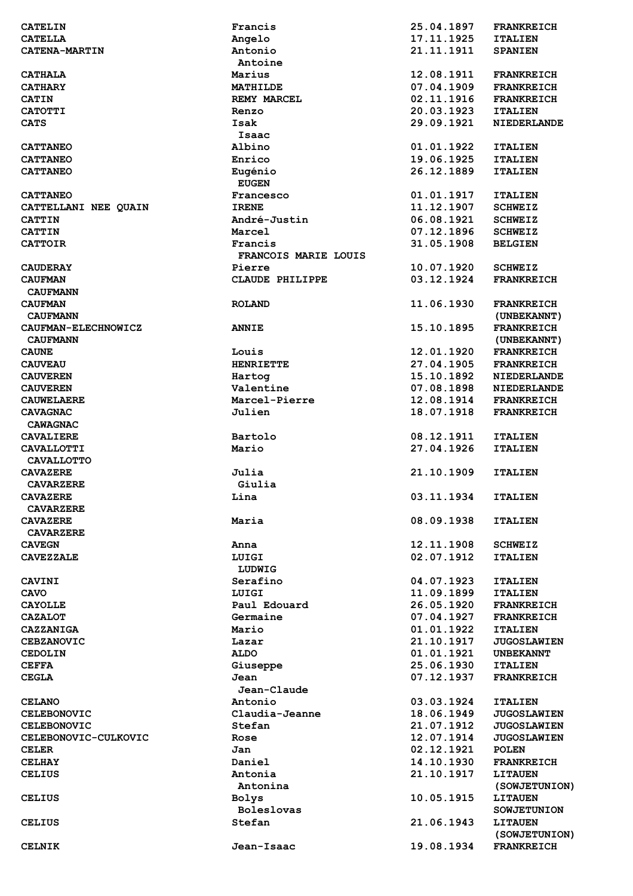| | | | |
|---|---|---|---|
| CATELIN | Francis | 25.04.1897 | FRANKREICH |
| CATELLA | Angelo | 17.11.1925 | ITALIEN |
| CATENA-MARTIN | Antonio<br>Antoine | 21.11.1911 | SPANIEN |
| CATHALA | Marius | 12.08.1911 | FRANKREICH |
| CATHARY | MATHILDE | 07.04.1909 | FRANKREICH |
| CATIN | REMY MARCEL | 02.11.1916 | FRANKREICH |
| CATOTTI | Renzo | 20.03.1923 | ITALIEN |
| CATS | Isak<br>Isaac | 29.09.1921 | NIEDERLANDE |
| CATTANEO | Albino | 01.01.1922 | ITALIEN |
| CATTANEO | Enrico | 19.06.1925 | ITALIEN |
| CATTANEO | Eugénio<br>EUGEN | 26.12.1889 | ITALIEN |
| CATTANEO | Francesco | 01.01.1917 | ITALIEN |
| CATTELLANI NEE QUAIN | IRENE | 11.12.1907 | SCHWEIZ |
| CATTIN | André-Justin | 06.08.1921 | SCHWEIZ |
| CATTIN | Marcel | 07.12.1896 | SCHWEIZ |
| CATTOIR | Francis<br>FRANCOIS MARIE LOUIS | 31.05.1908 | BELGIEN |
| CAUDERAY | Pierre | 10.07.1920 | SCHWEIZ |
| CAUFMAN<br>CAUFMANN | CLAUDE PHILIPPE | 03.12.1924 | FRANKREICH |
| CAUFMAN<br>CAUFMANN | ROLAND | 11.06.1930 | FRANKREICH<br>(UNBEKANNT) |
| CAUFMAN-ELECHNOWICZ<br>CAUFMANN | ANNIE | 15.10.1895 | FRANKREICH<br>(UNBEKANNT) |
| CAUNE | Louis | 12.01.1920 | FRANKREICH |
| CAUVEAU | HENRIETTE | 27.04.1905 | FRANKREICH |
| CAUVEREN | Hartog | 15.10.1892 | NIEDERLANDE |
| CAUVEREN | Valentine | 07.08.1898 | NIEDERLANDE |
| CAUWELAERE | Marcel-Pierre | 12.08.1914 | FRANKREICH |
| CAVAGNAC<br>CAWAGNAC | Julien | 18.07.1918 | FRANKREICH |
| CAVALIERE | Bartolo | 08.12.1911 | ITALIEN |
| CAVALLOTTI<br>CAVALLOTTO | Mario | 27.04.1926 | ITALIEN |
| CAVAZERE<br>CAVARZERE | Julia<br>Giulia | 21.10.1909 | ITALIEN |
| CAVAZERE<br>CAVARZERE | Lina | 03.11.1934 | ITALIEN |
| CAVAZERE<br>CAVARZERE | Maria | 08.09.1938 | ITALIEN |
| CAVEGN | Anna | 12.11.1908 | SCHWEIZ |
| CAVEZZALE | LUIGI<br>LUDWIG | 02.07.1912 | ITALIEN |
| CAVINI | Serafino | 04.07.1923 | ITALIEN |
| CAVO | LUIGI | 11.09.1899 | ITALIEN |
| CAYOLLE | Paul Edouard | 26.05.1920 | FRANKREICH |
| CAZALOT | Germaine | 07.04.1927 | FRANKREICH |
| CAZZANIGA | Mario | 01.01.1922 | ITALIEN |
| CEBZANOVIC | Lazar | 21.10.1917 | JUGOSLAWIEN |
| CEDOLIN | ALDO | 01.01.1921 | UNBEKANNT |
| CEFFA | Giuseppe | 25.06.1930 | ITALIEN |
| CEGLA | Jean<br>Jean-Claude | 07.12.1937 | FRANKREICH |
| CELANO | Antonio | 03.03.1924 | ITALIEN |
| CELEBONOVIC | Claudia-Jeanne | 18.06.1949 | JUGOSLAWIEN |
| CELEBONOVIC | Stefan | 21.07.1912 | JUGOSLAWIEN |
| CELEBONOVIC-CULKOVIC | Rose | 12.07.1914 | JUGOSLAWIEN |
| CELER | Jan | 02.12.1921 | POLEN |
| CELHAY | Daniel | 14.10.1930 | FRANKREICH |
| CELIUS | Antonia<br>Antonina | 21.10.1917 | LITAUEN<br>(SOWJETUNION) |
| CELIUS | Bolys<br>Boleslovas | 10.05.1915 | LITAUEN<br>SOWJETUNION |
| CELIUS | Stefan | 21.06.1943 | LITAUEN<br>(SOWJETUNION) |
| CELNIK | Jean-Isaac | 19.08.1934 | FRANKREICH |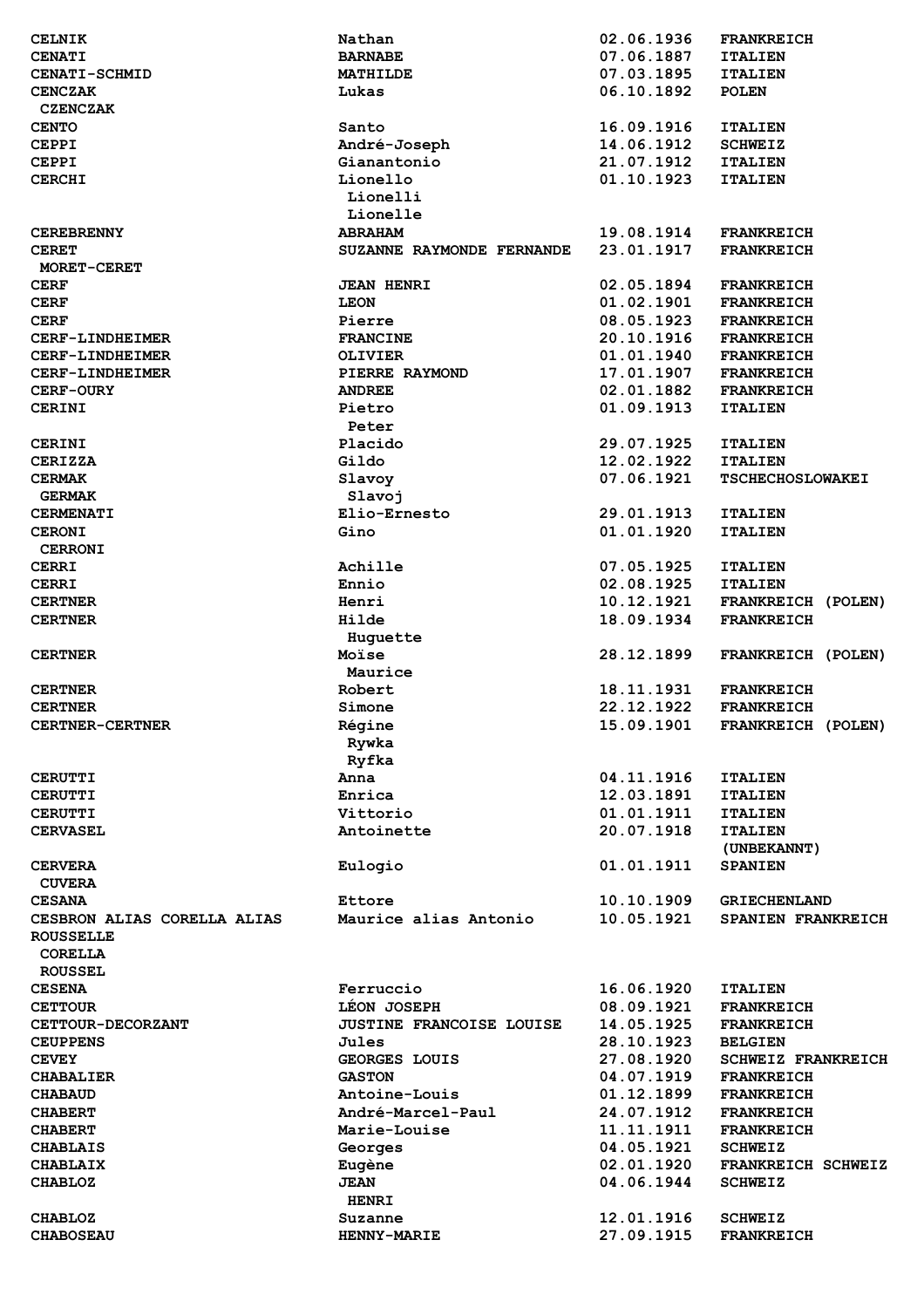| | | | |
|---|---|---|---|
| CELNIK | Nathan | 02.06.1936 | FRANKREICH |
| CENATI | BARNABE | 07.06.1887 | ITALIEN |
| CENATI-SCHMID | MATHILDE | 07.03.1895 | ITALIEN |
| CENCZAK | Lukas | 06.10.1892 | POLEN |
| CZENCZAK | | | |
| CENTO | Santo | 16.09.1916 | ITALIEN |
| CEPPI | André-Joseph | 14.06.1912 | SCHWEIZ |
| CEPPI | Gianantonio | 21.07.1912 | ITALIEN |
| CERCHI | Lionello | 01.10.1923 | ITALIEN |
| | Lionelli | | |
| | Lionelle | | |
| CEREBRENNY | ABRAHAM | 19.08.1914 | FRANKREICH |
| CERET | SUZANNE RAYMONDE FERNANDE | 23.01.1917 | FRANKREICH |
| MORET-CERET | | | |
| CERF | JEAN HENRI | 02.05.1894 | FRANKREICH |
| CERF | LEON | 01.02.1901 | FRANKREICH |
| CERF | Pierre | 08.05.1923 | FRANKREICH |
| CERF-LINDHEIMER | FRANCINE | 20.10.1916 | FRANKREICH |
| CERF-LINDHEIMER | OLIVIER | 01.01.1940 | FRANKREICH |
| CERF-LINDHEIMER | PIERRE RAYMOND | 17.01.1907 | FRANKREICH |
| CERF-OURY | ANDREE | 02.01.1882 | FRANKREICH |
| CERINI | Pietro | 01.09.1913 | ITALIEN |
| | Peter | | |
| CERINI | Placido | 29.07.1925 | ITALIEN |
| CERIZZA | Gildo | 12.02.1922 | ITALIEN |
| CERMAK | Slavoy | 07.06.1921 | TSCHECHOSLOWAKEI |
| GERMAK | Slavoj | | |
| CERMENATI | Elio-Ernesto | 29.01.1913 | ITALIEN |
| CERONI | Gino | 01.01.1920 | ITALIEN |
| CERRONI | | | |
| CERRI | Achille | 07.05.1925 | ITALIEN |
| CERRI | Ennio | 02.08.1925 | ITALIEN |
| CERTNER | Henri | 10.12.1921 | FRANKREICH (POLEN) |
| CERTNER | Hilde | 18.09.1934 | FRANKREICH |
| | Huguette | | |
| CERTNER | Moïse | 28.12.1899 | FRANKREICH (POLEN) |
| | Maurice | | |
| CERTNER | Robert | 18.11.1931 | FRANKREICH |
| CERTNER | Simone | 22.12.1922 | FRANKREICH |
| CERTNER-CERTNER | Régine | 15.09.1901 | FRANKREICH (POLEN) |
| | Rywka | | |
| | Ryfka | | |
| CERUTTI | Anna | 04.11.1916 | ITALIEN |
| CERUTTI | Enrica | 12.03.1891 | ITALIEN |
| CERUTTI | Vittorio | 01.01.1911 | ITALIEN |
| CERVASEL | Antoinette | 20.07.1918 | ITALIEN (UNBEKANNT) |
| CERVERA | Eulogio | 01.01.1911 | SPANIEN |
| CUVERA | | | |
| CESANA | Ettore | 10.10.1909 | GRIECHENLAND |
| CESBRON ALIAS CORELLA ALIAS ROUSSELLE | Maurice alias Antonio | 10.05.1921 | SPANIEN FRANKREICH |
| CORELLA | | | |
| ROUSSEL | | | |
| CESENA | Ferruccio | 16.06.1920 | ITALIEN |
| CETTOUR | LÉON JOSEPH | 08.09.1921 | FRANKREICH |
| CETTOUR-DECORZANT | JUSTINE FRANCOISE LOUISE | 14.05.1925 | FRANKREICH |
| CEUPPENS | Jules | 28.10.1923 | BELGIEN |
| CEVEY | GEORGES LOUIS | 27.08.1920 | SCHWEIZ FRANKREICH |
| CHABALIER | GASTON | 04.07.1919 | FRANKREICH |
| CHABAUD | Antoine-Louis | 01.12.1899 | FRANKREICH |
| CHABERT | André-Marcel-Paul | 24.07.1912 | FRANKREICH |
| CHABERT | Marie-Louise | 11.11.1911 | FRANKREICH |
| CHABLAIS | Georges | 04.05.1921 | SCHWEIZ |
| CHABLAIX | Eugène | 02.01.1920 | FRANKREICH SCHWEIZ |
| CHABLOZ | JEAN | 04.06.1944 | SCHWEIZ |
| | HENRI | | |
| CHABLOZ | Suzanne | 12.01.1916 | SCHWEIZ |
| CHABOSEAU | HENNY-MARIE | 27.09.1915 | FRANKREICH |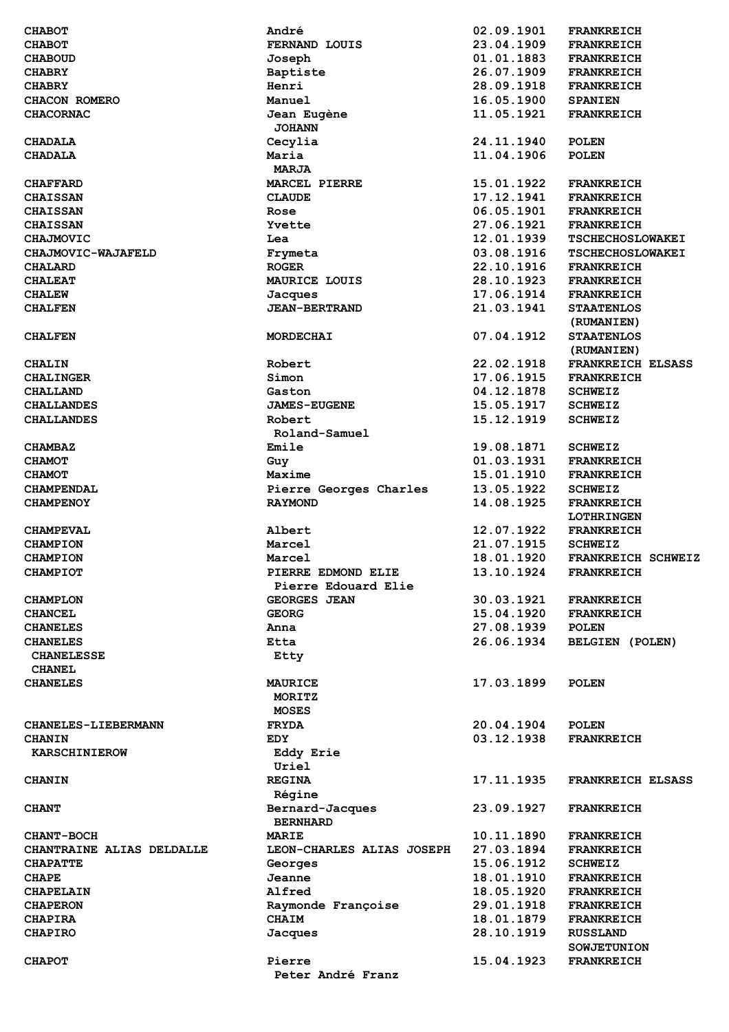| | | | |
|---|---|---|---|
| CHABOT | André | 02.09.1901 | FRANKREICH |
| CHABOT | FERNAND LOUIS | 23.04.1909 | FRANKREICH |
| CHABOUD | Joseph | 01.01.1883 | FRANKREICH |
| CHABRY | Baptiste | 26.07.1909 | FRANKREICH |
| CHABRY | Henri | 28.09.1918 | FRANKREICH |
| CHACON ROMERO | Manuel | 16.05.1900 | SPANIEN |
| CHACORNAC | Jean Eugène<br>JOHANN | 11.05.1921 | FRANKREICH |
| CHADALA | Cecylia | 24.11.1940 | POLEN |
| CHADALA | Maria<br>MARJA | 11.04.1906 | POLEN |
| CHAFFARD | MARCEL PIERRE | 15.01.1922 | FRANKREICH |
| CHAISSAN | CLAUDE | 17.12.1941 | FRANKREICH |
| CHAISSAN | Rose | 06.05.1901 | FRANKREICH |
| CHAISSAN | Yvette | 27.06.1921 | FRANKREICH |
| CHAJMOVIC | Lea | 12.01.1939 | TSCHECHOSLOWAKEI |
| CHAJMOVIC-WAJAFELD | Frymeta | 03.08.1916 | TSCHECHOSLOWAKEI |
| CHALARD | ROGER | 22.10.1916 | FRANKREICH |
| CHALEAT | MAURICE LOUIS | 28.10.1923 | FRANKREICH |
| CHALEW | Jacques | 17.06.1914 | FRANKREICH |
| CHALFEN | JEAN-BERTRAND | 21.03.1941 | STAATENLOS (RUMANIEN) |
| CHALFEN | MORDECHAI | 07.04.1912 | STAATENLOS (RUMANIEN) |
| CHALIN | Robert | 22.02.1918 | FRANKREICH ELSASS |
| CHALINGER | Simon | 17.06.1915 | FRANKREICH |
| CHALLAND | Gaston | 04.12.1878 | SCHWEIZ |
| CHALLANDES | JAMES-EUGENE | 15.05.1917 | SCHWEIZ |
| CHALLANDES | Robert<br>Roland-Samuel | 15.12.1919 | SCHWEIZ |
| CHAMBAZ | Emile | 19.08.1871 | SCHWEIZ |
| CHAMOT | Guy | 01.03.1931 | FRANKREICH |
| CHAMOT | Maxime | 15.01.1910 | FRANKREICH |
| CHAMPENDAL | Pierre Georges Charles | 13.05.1922 | SCHWEIZ |
| CHAMPENOY | RAYMOND | 14.08.1925 | FRANKREICH LOTHRINGEN |
| CHAMPEVAL | Albert | 12.07.1922 | FRANKREICH |
| CHAMPION | Marcel | 21.07.1915 | SCHWEIZ |
| CHAMPION | Marcel | 18.01.1920 | FRANKREICH SCHWEIZ |
| CHAMPIOT | PIERRE EDMOND ELIE<br>Pierre Edouard Elie | 13.10.1924 | FRANKREICH |
| CHAMPLON | GEORGES JEAN | 30.03.1921 | FRANKREICH |
| CHANCEL | GEORG | 15.04.1920 | FRANKREICH |
| CHANELES | Anna | 27.08.1939 | POLEN |
| CHANELES<br>CHANELESSE<br>CHANEL | Etta<br>Etty | 26.06.1934 | BELGIEN (POLEN) |
| CHANELES | MAURICE<br>MORITZ<br>MOSES | 17.03.1899 | POLEN |
| CHANELES-LIEBERMANN | FRYDA | 20.04.1904 | POLEN |
| CHANIN<br>KARSCHINIEROW | EDY<br>Eddy Erie<br>Uriel | 03.12.1938 | FRANKREICH |
| CHANIN | REGINA<br>Régine | 17.11.1935 | FRANKREICH ELSASS |
| CHANT | Bernard-Jacques<br>BERNHARD | 23.09.1927 | FRANKREICH |
| CHANT-BOCH | MARIE | 10.11.1890 | FRANKREICH |
| CHANTRAINE ALIAS DELDALLE | LEON-CHARLES ALIAS JOSEPH | 27.03.1894 | FRANKREICH |
| CHAPATTE | Georges | 15.06.1912 | SCHWEIZ |
| CHAPE | Jeanne | 18.01.1910 | FRANKREICH |
| CHAPELAIN | Alfred | 18.05.1920 | FRANKREICH |
| CHAPERON | Raymonde Françoise | 29.01.1918 | FRANKREICH |
| CHAPIRA | CHAIM | 18.01.1879 | FRANKREICH |
| CHAPIRO | Jacques | 28.10.1919 | RUSSLAND SOWJETUNION |
| CHAPOT | Pierre<br>Peter André Franz | 15.04.1923 | FRANKREICH |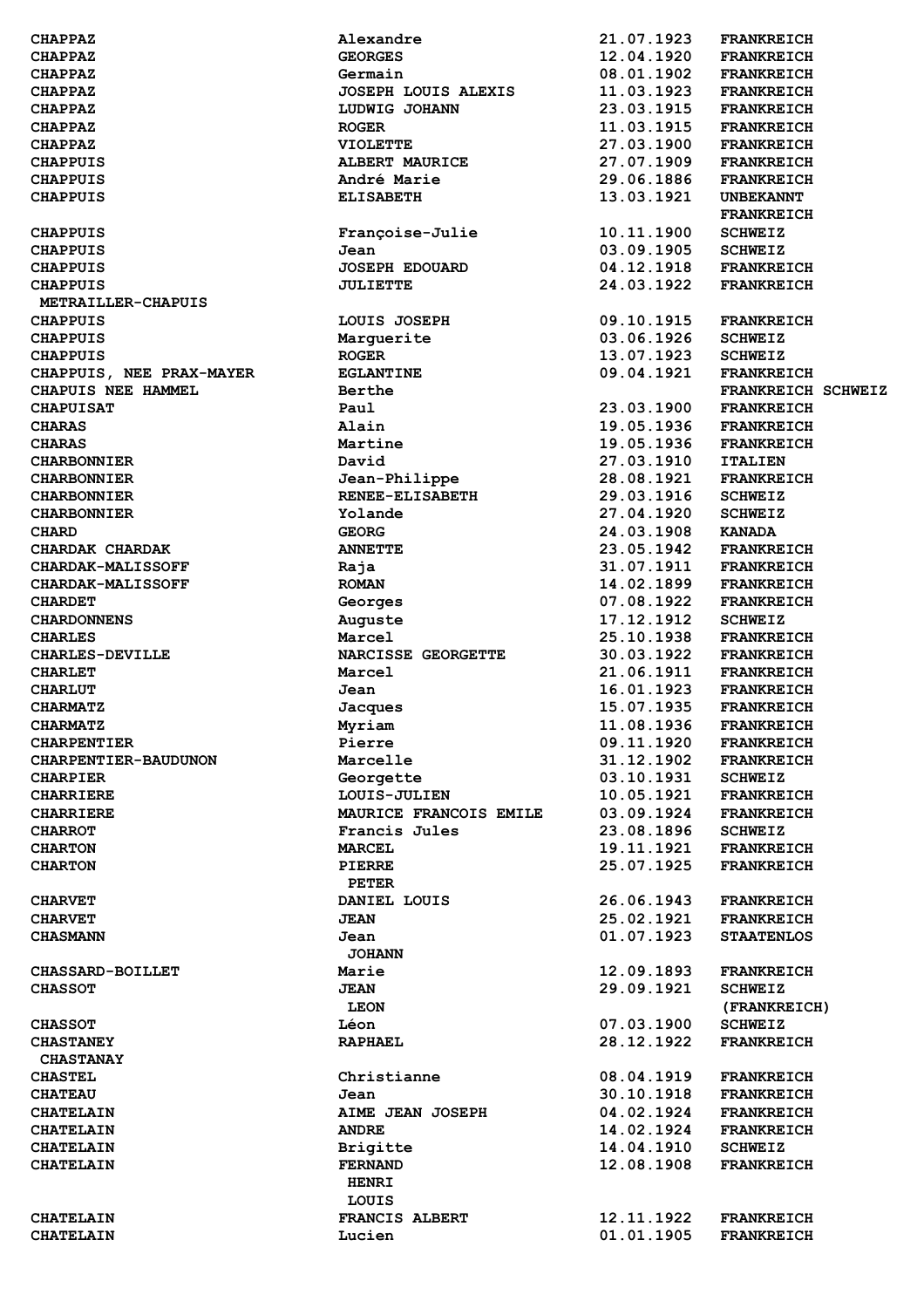| | | | |
|---|---|---|---|
| CHAPPAZ | Alexandre | 21.07.1923 | FRANKREICH |
| CHAPPAZ | GEORGES | 12.04.1920 | FRANKREICH |
| CHAPPAZ | Germain | 08.01.1902 | FRANKREICH |
| CHAPPAZ | JOSEPH LOUIS ALEXIS | 11.03.1923 | FRANKREICH |
| CHAPPAZ | LUDWIG JOHANN | 23.03.1915 | FRANKREICH |
| CHAPPAZ | ROGER | 11.03.1915 | FRANKREICH |
| CHAPPAZ | VIOLETTE | 27.03.1900 | FRANKREICH |
| CHAPPUIS | ALBERT MAURICE | 27.07.1909 | FRANKREICH |
| CHAPPUIS | André Marie | 29.06.1886 | FRANKREICH |
| CHAPPUIS | ELISABETH | 13.03.1921 | UNBEKANNT FRANKREICH |
| CHAPPUIS | Françoise-Julie | 10.11.1900 | SCHWEIZ |
| CHAPPUIS | Jean | 03.09.1905 | SCHWEIZ |
| CHAPPUIS | JOSEPH EDOUARD | 04.12.1918 | FRANKREICH |
| CHAPPUIS METRAILLER-CHAPUIS | JULIETTE | 24.03.1922 | FRANKREICH |
| CHAPPUIS | LOUIS JOSEPH | 09.10.1915 | FRANKREICH |
| CHAPPUIS | Marguerite | 03.06.1926 | SCHWEIZ |
| CHAPPUIS | ROGER | 13.07.1923 | SCHWEIZ |
| CHAPPUIS, NEE PRAX-MAYER | EGLANTINE | 09.04.1921 | FRANKREICH |
| CHAPUIS NEE HAMMEL | Berthe | | FRANKREICH SCHWEIZ |
| CHAPUISAT | Paul | 23.03.1900 | FRANKREICH |
| CHARAS | Alain | 19.05.1936 | FRANKREICH |
| CHARAS | Martine | 19.05.1936 | FRANKREICH |
| CHARBONNIER | David | 27.03.1910 | ITALIEN |
| CHARBONNIER | Jean-Philippe | 28.08.1921 | FRANKREICH |
| CHARBONNIER | RENEE-ELISABETH | 29.03.1916 | SCHWEIZ |
| CHARBONNIER | Yolande | 27.04.1920 | SCHWEIZ |
| CHARD | GEORG | 24.03.1908 | KANADA |
| CHARDAK CHARDAK | ANNETTE | 23.05.1942 | FRANKREICH |
| CHARDAK-MALISSOFF | Raja | 31.07.1911 | FRANKREICH |
| CHARDAK-MALISSOFF | ROMAN | 14.02.1899 | FRANKREICH |
| CHARDET | Georges | 07.08.1922 | FRANKREICH |
| CHARDONNENS | Auguste | 17.12.1912 | SCHWEIZ |
| CHARLES | Marcel | 25.10.1938 | FRANKREICH |
| CHARLES-DEVILLE | NARCISSE GEORGETTE | 30.03.1922 | FRANKREICH |
| CHARLET | Marcel | 21.06.1911 | FRANKREICH |
| CHARLUT | Jean | 16.01.1923 | FRANKREICH |
| CHARMATZ | Jacques | 15.07.1935 | FRANKREICH |
| CHARMATZ | Myriam | 11.08.1936 | FRANKREICH |
| CHARPENTIER | Pierre | 09.11.1920 | FRANKREICH |
| CHARPENTIER-BAUDUNON | Marcelle | 31.12.1902 | FRANKREICH |
| CHARPIER | Georgette | 03.10.1931 | SCHWEIZ |
| CHARRIERE | LOUIS-JULIEN | 10.05.1921 | FRANKREICH |
| CHARRIERE | MAURICE FRANCOIS EMILE | 03.09.1924 | FRANKREICH |
| CHARROT | Francis Jules | 23.08.1896 | SCHWEIZ |
| CHARTON | MARCEL | 19.11.1921 | FRANKREICH |
| CHARTON | PIERRE PETER | 25.07.1925 | FRANKREICH |
| CHARVET | DANIEL LOUIS | 26.06.1943 | FRANKREICH |
| CHARVET | JEAN | 25.02.1921 | FRANKREICH |
| CHASMANN | Jean JOHANN | 01.07.1923 | STAATENLOS |
| CHASSARD-BOILLET | Marie | 12.09.1893 | FRANKREICH |
| CHASSOT | JEAN LEON | 29.09.1921 | SCHWEIZ (FRANKREICH) |
| CHASSOT | Léon | 07.03.1900 | SCHWEIZ |
| CHASTANEY CHASTANAY | RAPHAEL | 28.12.1922 | FRANKREICH |
| CHASTEL | Christianne | 08.04.1919 | FRANKREICH |
| CHATEAU | Jean | 30.10.1918 | FRANKREICH |
| CHATELAIN | AIME JEAN JOSEPH | 04.02.1924 | FRANKREICH |
| CHATELAIN | ANDRE | 14.02.1924 | FRANKREICH |
| CHATELAIN | Brigitte | 14.04.1910 | SCHWEIZ |
| CHATELAIN | FERNAND HENRI LOUIS | 12.08.1908 | FRANKREICH |
| CHATELAIN | FRANCIS ALBERT | 12.11.1922 | FRANKREICH |
| CHATELAIN | Lucien | 01.01.1905 | FRANKREICH |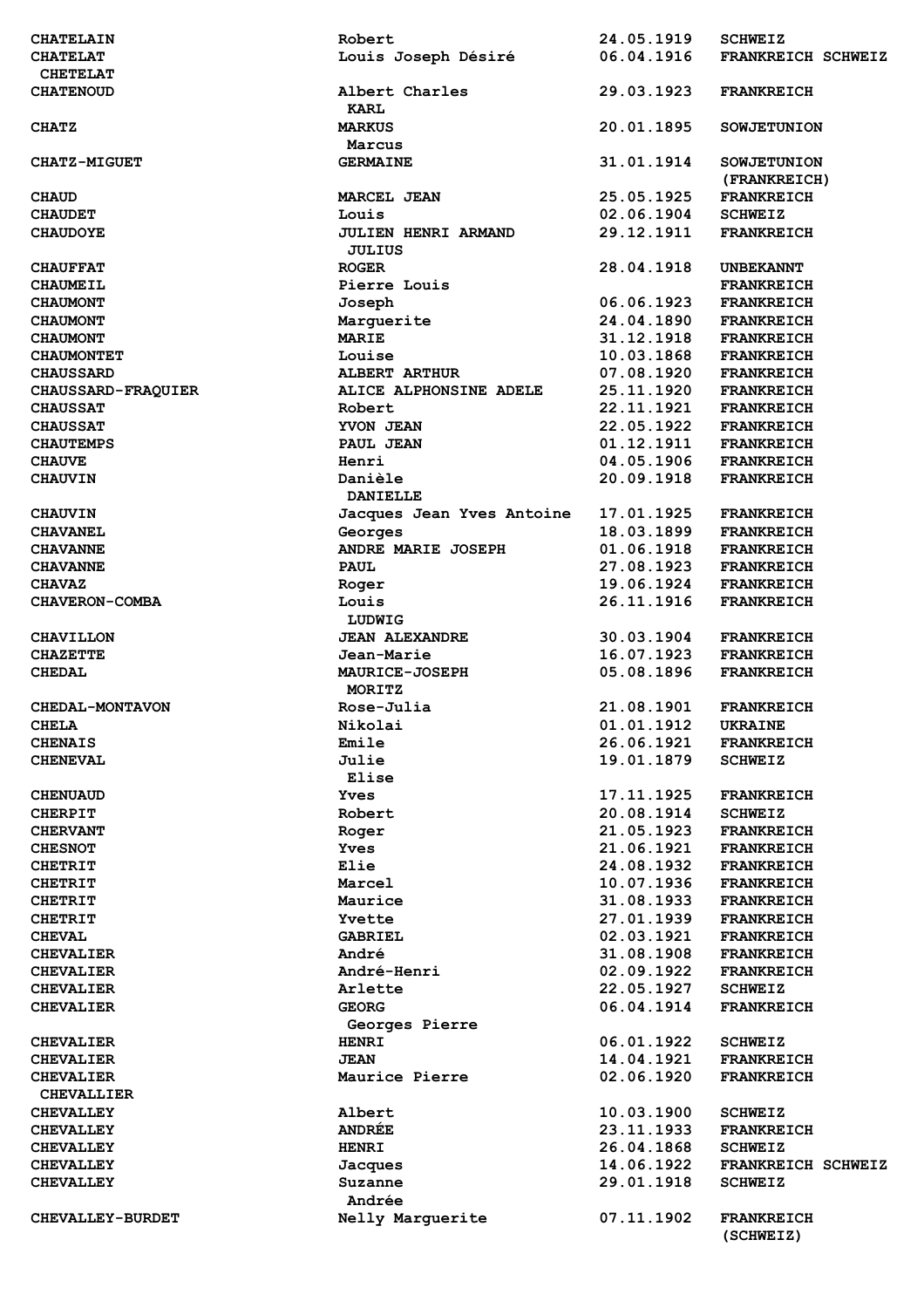| | | | |
|---|---|---|---|
| CHATELAIN | Robert | 24.05.1919 | SCHWEIZ |
| CHATELAT<br>CHETELAT | Louis Joseph Désiré | 06.04.1916 | FRANKREICH SCHWEIZ |
| CHATENOUD | Albert Charles<br>KARL | 29.03.1923 | FRANKREICH |
| CHATZ | MARKUS<br>Marcus | 20.01.1895 | SOWJETUNION |
| CHATZ-MIGUET | GERMAINE | 31.01.1914 | SOWJETUNION (FRANKREICH) |
| CHAUD | MARCEL JEAN | 25.05.1925 | FRANKREICH |
| CHAUDET | Louis | 02.06.1904 | SCHWEIZ |
| CHAUDOYE | JULIEN HENRI ARMAND<br>JULIUS | 29.12.1911 | FRANKREICH |
| CHAUFFAT | ROGER | 28.04.1918 | UNBEKANNT |
| CHAUMEIL | Pierre Louis | | FRANKREICH |
| CHAUMONT | Joseph | 06.06.1923 | FRANKREICH |
| CHAUMONT | Marguerite | 24.04.1890 | FRANKREICH |
| CHAUMONT | MARIE | 31.12.1918 | FRANKREICH |
| CHAUMONTET | Louise | 10.03.1868 | FRANKREICH |
| CHAUSSARD | ALBERT ARTHUR | 07.08.1920 | FRANKREICH |
| CHAUSSARD-FRAQUIER | ALICE ALPHONSINE ADELE | 25.11.1920 | FRANKREICH |
| CHAUSSAT | Robert | 22.11.1921 | FRANKREICH |
| CHAUSSAT | YVON JEAN | 22.05.1922 | FRANKREICH |
| CHAUTEMPS | PAUL JEAN | 01.12.1911 | FRANKREICH |
| CHAUVE | Henri | 04.05.1906 | FRANKREICH |
| CHAUVIN | Danièle<br>DANIELLE | 20.09.1918 | FRANKREICH |
| CHAUVIN | Jacques Jean Yves Antoine | 17.01.1925 | FRANKREICH |
| CHAVANEL | Georges | 18.03.1899 | FRANKREICH |
| CHAVANNE | ANDRE MARIE JOSEPH | 01.06.1918 | FRANKREICH |
| CHAVANNE | PAUL | 27.08.1923 | FRANKREICH |
| CHAVAZ | Roger | 19.06.1924 | FRANKREICH |
| CHAVERON-COMBA | Louis<br>LUDWIG | 26.11.1916 | FRANKREICH |
| CHAVILLON | JEAN ALEXANDRE | 30.03.1904 | FRANKREICH |
| CHAZETTE | Jean-Marie | 16.07.1923 | FRANKREICH |
| CHEDAL | MAURICE-JOSEPH<br>MORITZ | 05.08.1896 | FRANKREICH |
| CHEDAL-MONTAVON | Rose-Julia | 21.08.1901 | FRANKREICH |
| CHELA | Nikolai | 01.01.1912 | UKRAINE |
| CHENAIS | Emile | 26.06.1921 | FRANKREICH |
| CHENEVAL | Julie<br>Elise | 19.01.1879 | SCHWEIZ |
| CHENUAUD | Yves | 17.11.1925 | FRANKREICH |
| CHERPIT | Robert | 20.08.1914 | SCHWEIZ |
| CHERVANT | Roger | 21.05.1923 | FRANKREICH |
| CHESNOT | Yves | 21.06.1921 | FRANKREICH |
| CHETRIT | Elie | 24.08.1932 | FRANKREICH |
| CHETRIT | Marcel | 10.07.1936 | FRANKREICH |
| CHETRIT | Maurice | 31.08.1933 | FRANKREICH |
| CHETRIT | Yvette | 27.01.1939 | FRANKREICH |
| CHEVAL | GABRIEL | 02.03.1921 | FRANKREICH |
| CHEVALIER | André | 31.08.1908 | FRANKREICH |
| CHEVALIER | André-Henri | 02.09.1922 | FRANKREICH |
| CHEVALIER | Arlette | 22.05.1927 | SCHWEIZ |
| CHEVALIER | GEORG<br>Georges Pierre | 06.04.1914 | FRANKREICH |
| CHEVALIER | HENRI | 06.01.1922 | SCHWEIZ |
| CHEVALIER | JEAN | 14.04.1921 | FRANKREICH |
| CHEVALIER<br>CHEVALLIER | Maurice Pierre | 02.06.1920 | FRANKREICH |
| CHEVALLEY | Albert | 10.03.1900 | SCHWEIZ |
| CHEVALLEY | ANDRÉE | 23.11.1933 | FRANKREICH |
| CHEVALLEY | HENRI | 26.04.1868 | SCHWEIZ |
| CHEVALLEY | Jacques | 14.06.1922 | FRANKREICH SCHWEIZ |
| CHEVALLEY | Suzanne<br>Andrée | 29.01.1918 | SCHWEIZ |
| CHEVALLEY-BURDET | Nelly Marguerite | 07.11.1902 | FRANKREICH (SCHWEIZ) |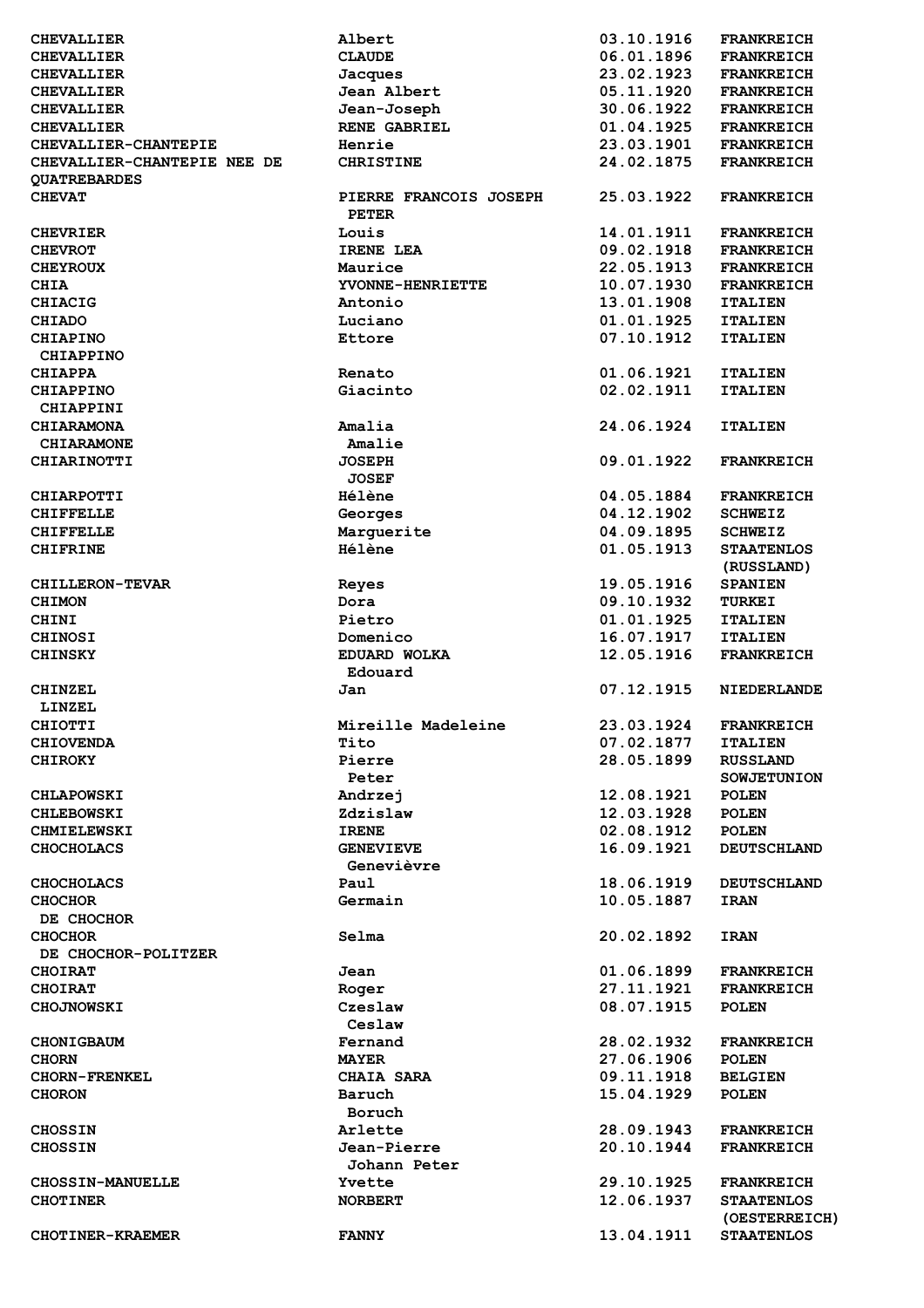| | | | |
|---|---|---|---|
| CHEVALLIER | Albert | 03.10.1916 | FRANKREICH |
| CHEVALLIER | CLAUDE | 06.01.1896 | FRANKREICH |
| CHEVALLIER | Jacques | 23.02.1923 | FRANKREICH |
| CHEVALLIER | Jean Albert | 05.11.1920 | FRANKREICH |
| CHEVALLIER | Jean-Joseph | 30.06.1922 | FRANKREICH |
| CHEVALLIER | RENE GABRIEL | 01.04.1925 | FRANKREICH |
| CHEVALLIER-CHANTEPIE | Henrie | 23.03.1901 | FRANKREICH |
| CHEVALLIER-CHANTEPIE NEE DE QUATREBARDES | CHRISTINE | 24.02.1875 | FRANKREICH |
| CHEVAT | PIERRE FRANCOIS JOSEPH PETER | 25.03.1922 | FRANKREICH |
| CHEVRIER | Louis | 14.01.1911 | FRANKREICH |
| CHEVROT | IRENE LEA | 09.02.1918 | FRANKREICH |
| CHEYROUX | Maurice | 22.05.1913 | FRANKREICH |
| CHIA | YVONNE-HENRIETTE | 10.07.1930 | FRANKREICH |
| CHIACIG | Antonio | 13.01.1908 | ITALIEN |
| CHIADO | Luciano | 01.01.1925 | ITALIEN |
| CHIAPINO CHIAPPINO | Ettore | 07.10.1912 | ITALIEN |
| CHIAPPA | Renato | 01.06.1921 | ITALIEN |
| CHIAPPINO CHIAPPINI | Giacinto | 02.02.1911 | ITALIEN |
| CHIARAMONA CHIARAMONE | Amalia Amalie | 24.06.1924 | ITALIEN |
| CHIARINOTTI | JOSEPH JOSEF | 09.01.1922 | FRANKREICH |
| CHIARPOTTI | Hélène | 04.05.1884 | FRANKREICH |
| CHIFFELLE | Georges | 04.12.1902 | SCHWEIZ |
| CHIFFELLE | Marguerite | 04.09.1895 | SCHWEIZ |
| CHIFRINE | Hélène | 01.05.1913 | STAATENLOS (RUSSLAND) |
| CHILLERON-TEVAR | Reyes | 19.05.1916 | SPANIEN |
| CHIMON | Dora | 09.10.1932 | TURKEI |
| CHINI | Pietro | 01.01.1925 | ITALIEN |
| CHINOSI | Domenico | 16.07.1917 | ITALIEN |
| CHINSKY | EDUARD WOLKA Edouard | 12.05.1916 | FRANKREICH |
| CHINZEL LINZEL | Jan | 07.12.1915 | NIEDERLANDE |
| CHIOTTI | Mireille Madeleine | 23.03.1924 | FRANKREICH |
| CHIOVENDA | Tito | 07.02.1877 | ITALIEN |
| CHIROKY | Pierre Peter | 28.05.1899 | RUSSLAND SOWJETUNION |
| CHLAPOWSKI | Andrzej | 12.08.1921 | POLEN |
| CHLEBOWSKI | Zdzislaw | 12.03.1928 | POLEN |
| CHMIELEWSKI | IRENE | 02.08.1912 | POLEN |
| CHOCHOLACS | GENEVIEVE Genevièvre | 16.09.1921 | DEUTSCHLAND |
| CHOCHOLACS | Paul | 18.06.1919 | DEUTSCHLAND |
| CHOCHOR DE CHOCHOR | Germain | 10.05.1887 | IRAN |
| CHOCHOR DE CHOCHOR-POLITZER | Selma | 20.02.1892 | IRAN |
| CHOIRAT | Jean | 01.06.1899 | FRANKREICH |
| CHOIRAT | Roger | 27.11.1921 | FRANKREICH |
| CHOJNOWSKI | Czeslaw Ceslaw | 08.07.1915 | POLEN |
| CHONIGBAUM | Fernand | 28.02.1932 | FRANKREICH |
| CHORN | MAYER | 27.06.1906 | POLEN |
| CHORN-FRENKEL | CHAIA SARA | 09.11.1918 | BELGIEN |
| CHORON | Baruch Boruch | 15.04.1929 | POLEN |
| CHOSSIN | Arlette | 28.09.1943 | FRANKREICH |
| CHOSSIN | Jean-Pierre Johann Peter | 20.10.1944 | FRANKREICH |
| CHOSSIN-MANUELLE | Yvette | 29.10.1925 | FRANKREICH |
| CHOTINER | NORBERT | 12.06.1937 | STAATENLOS (OESTERREICH) |
| CHOTINER-KRAEMER | FANNY | 13.04.1911 | STAATENLOS |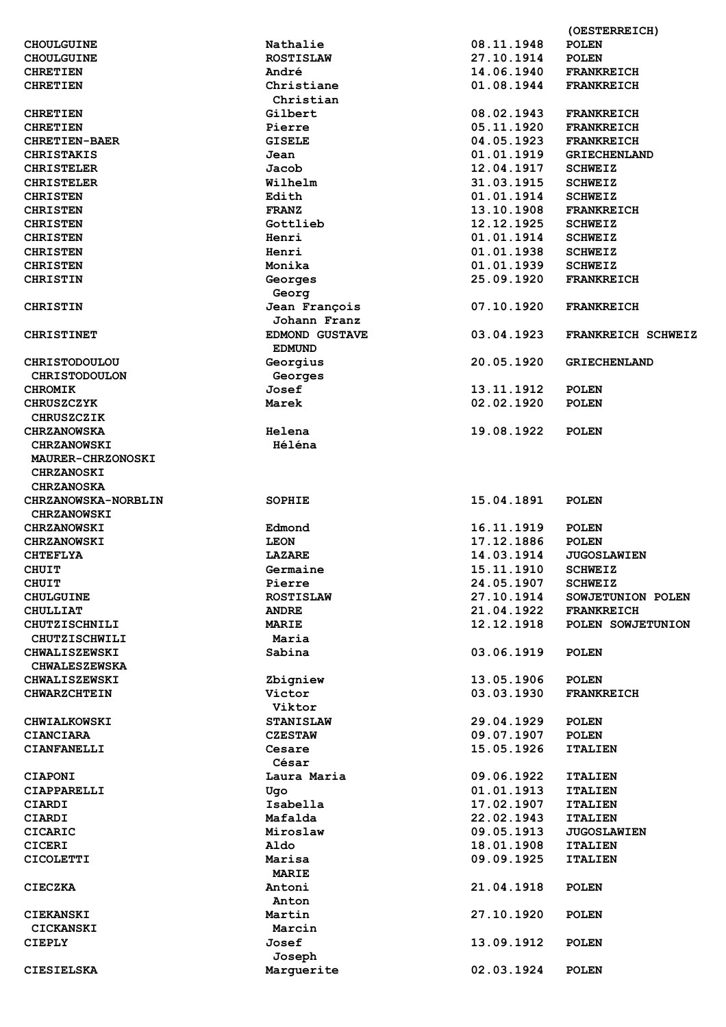| | | | |
|---|---|---|---|
| | | | (OESTERREICH) |
| CHOULGUINE | Nathalie | 08.11.1948 | POLEN |
| CHOULGUINE | ROSTISLAW | 27.10.1914 | POLEN |
| CHRETIEN | André | 14.06.1940 | FRANKREICH |
| CHRETIEN | Christiane | 01.08.1944 | FRANKREICH |
| | Christian | | |
| CHRETIEN | Gilbert | 08.02.1943 | FRANKREICH |
| CHRETIEN | Pierre | 05.11.1920 | FRANKREICH |
| CHRETIEN-BAER | GISELE | 04.05.1923 | FRANKREICH |
| CHRISTAKIS | Jean | 01.01.1919 | GRIECHENLAND |
| CHRISTELER | Jacob | 12.04.1917 | SCHWEIZ |
| CHRISTELER | Wilhelm | 31.03.1915 | SCHWEIZ |
| CHRISTEN | Edith | 01.01.1914 | SCHWEIZ |
| CHRISTEN | FRANZ | 13.10.1908 | FRANKREICH |
| CHRISTEN | Gottlieb | 12.12.1925 | SCHWEIZ |
| CHRISTEN | Henri | 01.01.1914 | SCHWEIZ |
| CHRISTEN | Henri | 01.01.1938 | SCHWEIZ |
| CHRISTEN | Monika | 01.01.1939 | SCHWEIZ |
| CHRISTIN | Georges | 25.09.1920 | FRANKREICH |
| | Georg | | |
| CHRISTIN | Jean François | 07.10.1920 | FRANKREICH |
| | Johann Franz | | |
| CHRISTINET | EDMOND GUSTAVE | 03.04.1923 | FRANKREICH SCHWEIZ |
| | EDMUND | | |
| CHRISTODOULOU | Georgius | 20.05.1920 | GRIECHENLAND |
| CHRISTODOULON | Georges | | |
| CHROMIK | Josef | 13.11.1912 | POLEN |
| CHRUSZCZYK | Marek | 02.02.1920 | POLEN |
| CHRUSZCZIK | | | |
| CHRZANOWSKA | Helena | 19.08.1922 | POLEN |
| CHRZANOWSKI | Héléna | | |
| MAURER-CHRZONOSKI | | | |
| CHRZANOSKI | | | |
| CHRZANOSKA | | | |
| CHRZANOWSKA-NORBLIN | SOPHIE | 15.04.1891 | POLEN |
| CHRZANOWSKI | | | |
| CHRZANOWSKI | Edmond | 16.11.1919 | POLEN |
| CHRZANOWSKI | LEON | 17.12.1886 | POLEN |
| CHTEFLYA | LAZARE | 14.03.1914 | JUGOSLAWIEN |
| CHUIT | Germaine | 15.11.1910 | SCHWEIZ |
| CHUIT | Pierre | 24.05.1907 | SCHWEIZ |
| CHULGUINE | ROSTISLAW | 27.10.1914 | SOWJETUNION POLEN |
| CHULLIAT | ANDRE | 21.04.1922 | FRANKREICH |
| CHUTZISCHNILI | MARIE | 12.12.1918 | POLEN SOWJETUNION |
| CHUTZISCHWILI | Maria | | |
| CHWALISZEWSKI | Sabina | 03.06.1919 | POLEN |
| CHWALESZEWSKA | | | |
| CHWALISZEWSKI | Zbigniew | 13.05.1906 | POLEN |
| CHWARZCHTEIN | Victor | 03.03.1930 | FRANKREICH |
| | Viktor | | |
| CHWIALKOWSKI | STANISLAW | 29.04.1929 | POLEN |
| CIANCIARA | CZESTAW | 09.07.1907 | POLEN |
| CIANFANELLI | Cesare | 15.05.1926 | ITALIEN |
| | César | | |
| CIAPONI | Laura Maria | 09.06.1922 | ITALIEN |
| CIAPPARELLI | Ugo | 01.01.1913 | ITALIEN |
| CIARDI | Isabella | 17.02.1907 | ITALIEN |
| CIARDI | Mafalda | 22.02.1943 | ITALIEN |
| CICARIC | Miroslaw | 09.05.1913 | JUGOSLAWIEN |
| CICERI | Aldo | 18.01.1908 | ITALIEN |
| CICOLETTI | Marisa | 09.09.1925 | ITALIEN |
| | MARIE | | |
| CIECZKA | Antoni | 21.04.1918 | POLEN |
| | Anton | | |
| CIEKANSKI | Martin | 27.10.1920 | POLEN |
| CICKANSKI | Marcin | | |
| CIEPLY | Josef | 13.09.1912 | POLEN |
| | Joseph | | |
| CIESIELSKA | Marguerite | 02.03.1924 | POLEN |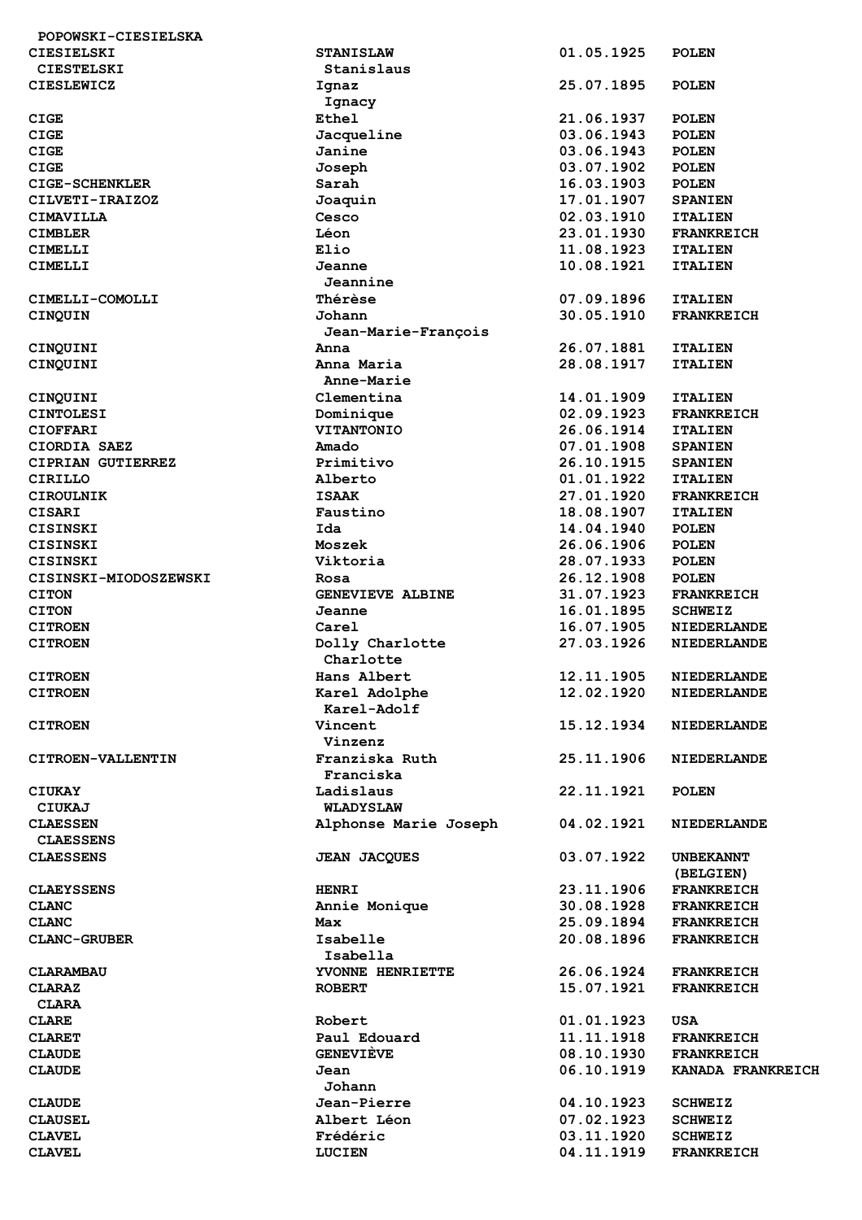| | | | |
|---|---|---|---|
| POPOWSKI-CIESIELSKA | | | |
| CIESIELSKI<br>CIESTELSKI | STANISLAW<br>Stanislaus | 01.05.1925 | POLEN |
| CIESLEWICZ | Ignaz<br>Ignacy | 25.07.1895 | POLEN |
| CIGE | Ethel | 21.06.1937 | POLEN |
| CIGE | Jacqueline | 03.06.1943 | POLEN |
| CIGE | Janine | 03.06.1943 | POLEN |
| CIGE | Joseph | 03.07.1902 | POLEN |
| CIGE-SCHENKLER | Sarah | 16.03.1903 | POLEN |
| CILVETI-IRAIZOZ | Joaquin | 17.01.1907 | SPANIEN |
| CIMAVILLA | Cesco | 02.03.1910 | ITALIEN |
| CIMBLER | Léon | 23.01.1930 | FRANKREICH |
| CIMELLI | Elio | 11.08.1923 | ITALIEN |
| CIMELLI | Jeanne<br>Jeannine | 10.08.1921 | ITALIEN |
| CIMELLI-COMOLLI | Thérèse | 07.09.1896 | ITALIEN |
| CINQUIN | Johann<br>Jean-Marie-François | 30.05.1910 | FRANKREICH |
| CINQUINI | Anna | 26.07.1881 | ITALIEN |
| CINQUINI | Anna Maria<br>Anne-Marie | 28.08.1917 | ITALIEN |
| CINQUINI | Clementina | 14.01.1909 | ITALIEN |
| CINTOLESI | Dominique | 02.09.1923 | FRANKREICH |
| CIOFFARI | VITANTONIO | 26.06.1914 | ITALIEN |
| CIORDIA SAEZ | Amado | 07.01.1908 | SPANIEN |
| CIPRIAN GUTIERREZ | Primitivo | 26.10.1915 | SPANIEN |
| CIRILLO | Alberto | 01.01.1922 | ITALIEN |
| CIROULNIK | ISAAK | 27.01.1920 | FRANKREICH |
| CISARI | Faustino | 18.08.1907 | ITALIEN |
| CISINSKI | Ida | 14.04.1940 | POLEN |
| CISINSKI | Moszek | 26.06.1906 | POLEN |
| CISINSKI | Viktoria | 28.07.1933 | POLEN |
| CISINSKI-MIODOSZEWSKI | Rosa | 26.12.1908 | POLEN |
| CITON | GENEVIEVE ALBINE | 31.07.1923 | FRANKREICH |
| CITON | Jeanne | 16.01.1895 | SCHWEIZ |
| CITROEN | Carel | 16.07.1905 | NIEDERLANDE |
| CITROEN | Dolly Charlotte<br>Charlotte | 27.03.1926 | NIEDERLANDE |
| CITROEN | Hans Albert | 12.11.1905 | NIEDERLANDE |
| CITROEN | Karel Adolphe<br>Karel-Adolf | 12.02.1920 | NIEDERLANDE |
| CITROEN | Vincent<br>Vinzenz | 15.12.1934 | NIEDERLANDE |
| CITROEN-VALLENTIN | Franziska Ruth<br>Franciska | 25.11.1906 | NIEDERLANDE |
| CIUKAY<br>CIUKAJ | Ladislaus<br>WLADYSLAW | 22.11.1921 | POLEN |
| CLAESSEN<br>CLAESSENS | Alphonse Marie Joseph | 04.02.1921 | NIEDERLANDE |
| CLAESSENS | JEAN JACQUES | 03.07.1922 | UNBEKANNT (BELGIEN) |
| CLAEYSSENS | HENRI | 23.11.1906 | FRANKREICH |
| CLANC | Annie Monique | 30.08.1928 | FRANKREICH |
| CLANC | Max | 25.09.1894 | FRANKREICH |
| CLANC-GRUBER | Isabelle<br>Isabella | 20.08.1896 | FRANKREICH |
| CLARAMBAU | YVONNE HENRIETTE | 26.06.1924 | FRANKREICH |
| CLARAZ<br>CLARA | ROBERT | 15.07.1921 | FRANKREICH |
| CLARE | Robert | 01.01.1923 | USA |
| CLARET | Paul Edouard | 11.11.1918 | FRANKREICH |
| CLAUDE | GENEVIÈVE | 08.10.1930 | FRANKREICH |
| CLAUDE | Jean<br>Johann | 06.10.1919 | KANADA FRANKREICH |
| CLAUDE | Jean-Pierre | 04.10.1923 | SCHWEIZ |
| CLAUSEL | Albert Léon | 07.02.1923 | SCHWEIZ |
| CLAVEL | Frédéric | 03.11.1920 | SCHWEIZ |
| CLAVEL | LUCIEN | 04.11.1919 | FRANKREICH |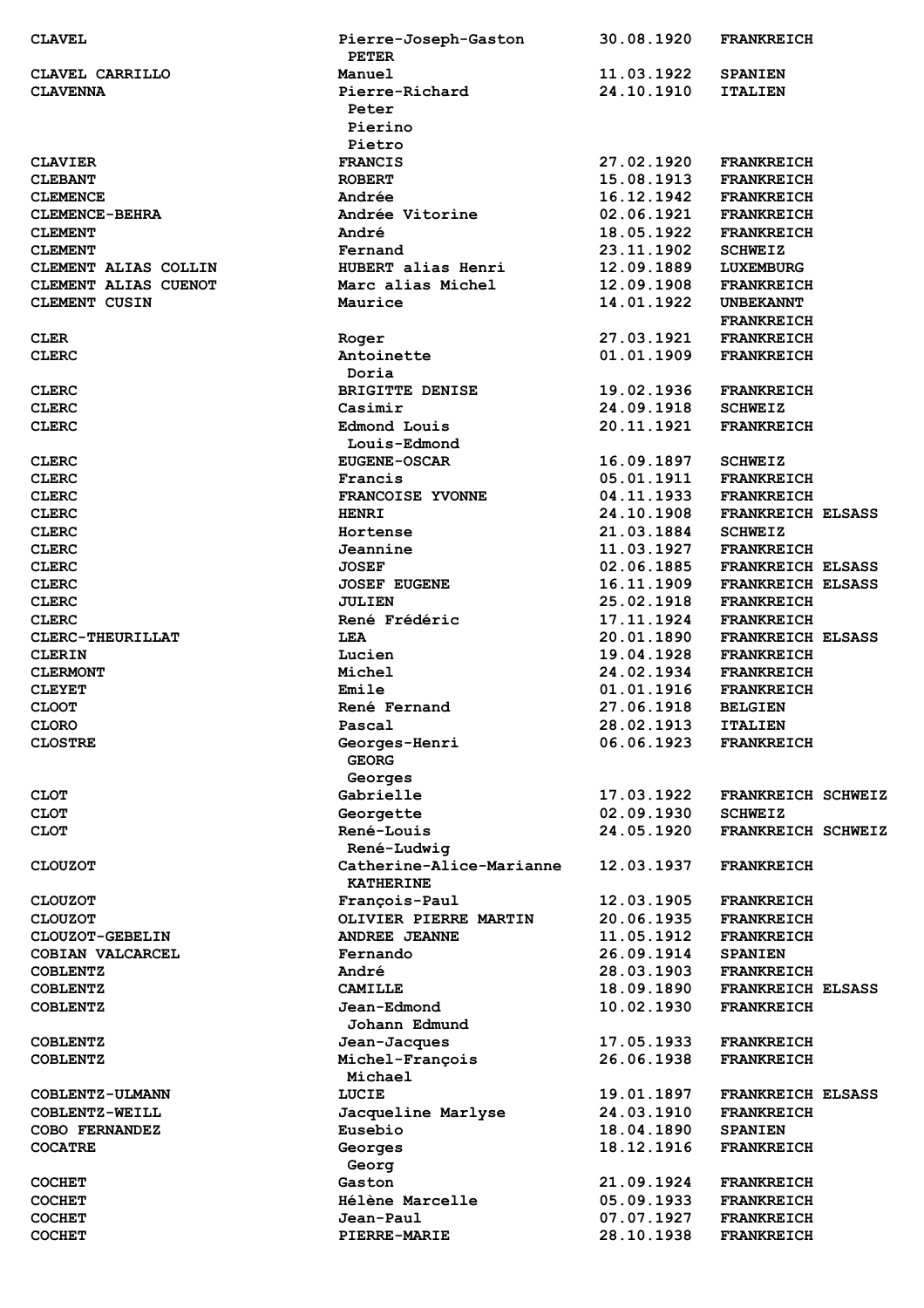| | | | |
|---|---|---|---|
| CLAVEL | Pierre-Joseph-Gaston PETER | 30.08.1920 | FRANKREICH |
| CLAVEL CARRILLO | Manuel | 11.03.1922 | SPANIEN |
| CLAVENNA | Pierre-Richard Peter Pierino Pietro | 24.10.1910 | ITALIEN |
| CLAVIER | FRANCIS | 27.02.1920 | FRANKREICH |
| CLEBANT | ROBERT | 15.08.1913 | FRANKREICH |
| CLEMENCE | Andrée | 16.12.1942 | FRANKREICH |
| CLEMENCE-BEHRA | Andrée Vitorine | 02.06.1921 | FRANKREICH |
| CLEMENT | André | 18.05.1922 | FRANKREICH |
| CLEMENT | Fernand | 23.11.1902 | SCHWEIZ |
| CLEMENT ALIAS COLLIN | HUBERT alias Henri | 12.09.1889 | LUXEMBURG |
| CLEMENT ALIAS CUENOT | Marc alias Michel | 12.09.1908 | FRANKREICH |
| CLEMENT CUSIN | Maurice | 14.01.1922 | UNBEKANNT FRANKREICH |
| CLER | Roger | 27.03.1921 | FRANKREICH |
| CLERC | Antoinette Doria | 01.01.1909 | FRANKREICH |
| CLERC | BRIGITTE DENISE | 19.02.1936 | FRANKREICH |
| CLERC | Casimir | 24.09.1918 | SCHWEIZ |
| CLERC | Edmond Louis Louis-Edmond | 20.11.1921 | FRANKREICH |
| CLERC | EUGENE-OSCAR | 16.09.1897 | SCHWEIZ |
| CLERC | Francis | 05.01.1911 | FRANKREICH |
| CLERC | FRANCOISE YVONNE | 04.11.1933 | FRANKREICH |
| CLERC | HENRI | 24.10.1908 | FRANKREICH ELSASS |
| CLERC | Hortense | 21.03.1884 | SCHWEIZ |
| CLERC | Jeannine | 11.03.1927 | FRANKREICH |
| CLERC | JOSEF | 02.06.1885 | FRANKREICH ELSASS |
| CLERC | JOSEF EUGENE | 16.11.1909 | FRANKREICH ELSASS |
| CLERC | JULIEN | 25.02.1918 | FRANKREICH |
| CLERC | René Frédéric | 17.11.1924 | FRANKREICH |
| CLERC-THEURILLAT | LEA | 20.01.1890 | FRANKREICH ELSASS |
| CLERIN | Lucien | 19.04.1928 | FRANKREICH |
| CLERMONT | Michel | 24.02.1934 | FRANKREICH |
| CLEYET | Emile | 01.01.1916 | FRANKREICH |
| CLOOT | René Fernand | 27.06.1918 | BELGIEN |
| CLORO | Pascal | 28.02.1913 | ITALIEN |
| CLOSTRE | Georges-Henri GEORG Georges | 06.06.1923 | FRANKREICH |
| CLOT | Gabrielle | 17.03.1922 | FRANKREICH SCHWEIZ |
| CLOT | Georgette | 02.09.1930 | SCHWEIZ |
| CLOT | René-Louis René-Ludwig | 24.05.1920 | FRANKREICH SCHWEIZ |
| CLOUZOT | Catherine-Alice-Marianne KATHERINE | 12.03.1937 | FRANKREICH |
| CLOUZOT | François-Paul | 12.03.1905 | FRANKREICH |
| CLOUZOT | OLIVIER PIERRE MARTIN | 20.06.1935 | FRANKREICH |
| CLOUZOT-GEBELIN | ANDREE JEANNE | 11.05.1912 | FRANKREICH |
| COBIAN VALCARCEL | Fernando | 26.09.1914 | SPANIEN |
| COBLENTZ | André | 28.03.1903 | FRANKREICH |
| COBLENTZ | CAMILLE | 18.09.1890 | FRANKREICH ELSASS |
| COBLENTZ | Jean-Edmond Johann Edmund | 10.02.1930 | FRANKREICH |
| COBLENTZ | Jean-Jacques | 17.05.1933 | FRANKREICH |
| COBLENTZ | Michel-François Michael | 26.06.1938 | FRANKREICH |
| COBLENTZ-ULMANN | LUCIE | 19.01.1897 | FRANKREICH ELSASS |
| COBLENTZ-WEILL | Jacqueline Marlyse | 24.03.1910 | FRANKREICH |
| COBO FERNANDEZ | Eusebio | 18.04.1890 | SPANIEN |
| COCATRE | Georges Georg | 18.12.1916 | FRANKREICH |
| COCHET | Gaston | 21.09.1924 | FRANKREICH |
| COCHET | Hélène Marcelle | 05.09.1933 | FRANKREICH |
| COCHET | Jean-Paul | 07.07.1927 | FRANKREICH |
| COCHET | PIERRE-MARIE | 28.10.1938 | FRANKREICH |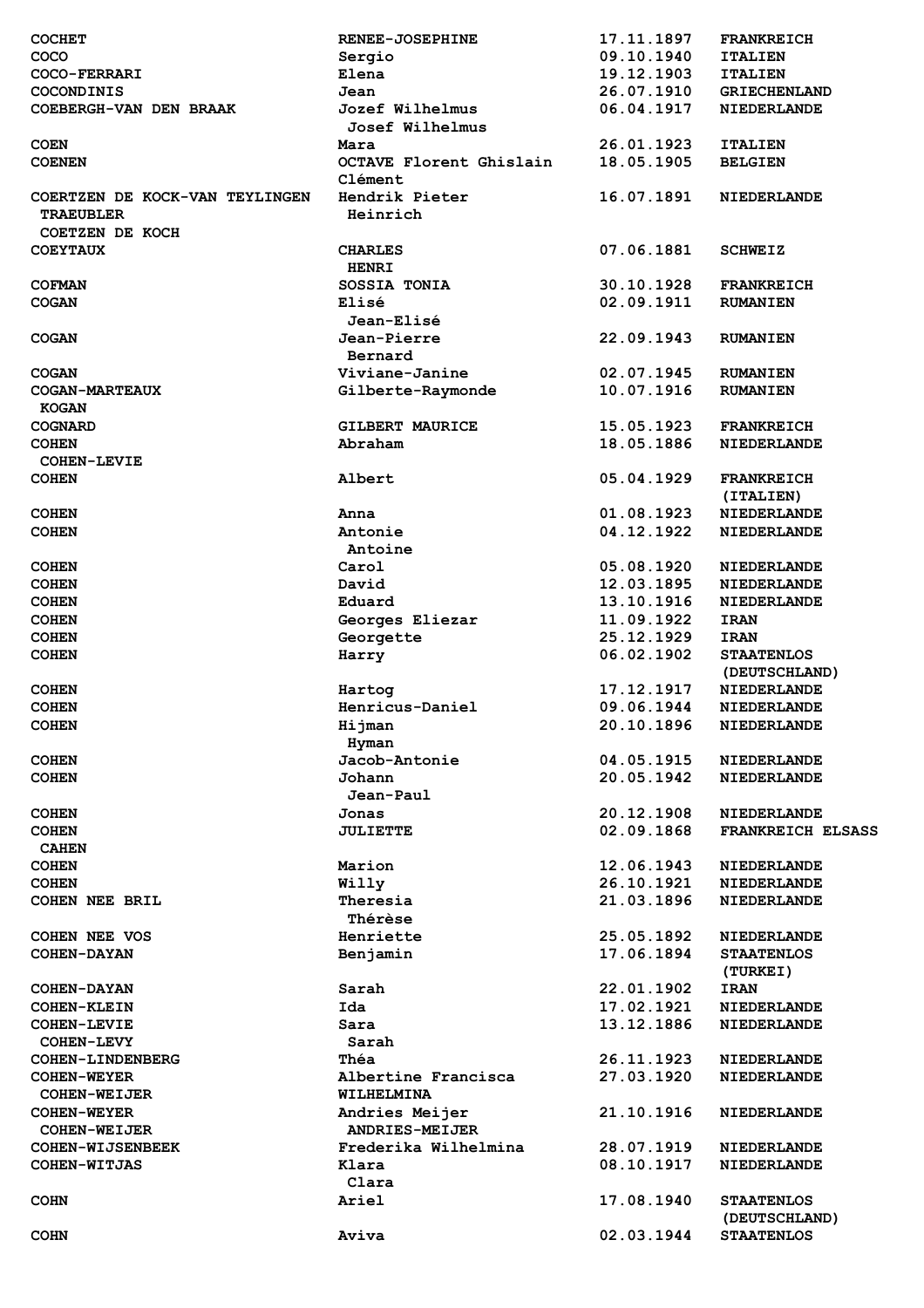| | | | |
|---|---|---|---|
| COCHET | RENEE-JOSEPHINE | 17.11.1897 | FRANKREICH |
| COCO | Sergio | 09.10.1940 | ITALIEN |
| COCO-FERRARI | Elena | 19.12.1903 | ITALIEN |
| COCONDINIS | Jean | 26.07.1910 | GRIECHENLAND |
| COEBERGH-VAN DEN BRAAK | Jozef Wilhelmus<br>Josef Wilhelmus | 06.04.1917 | NIEDERLANDE |
| COEN | Mara | 26.01.1923 | ITALIEN |
| COENEN | OCTAVE Florent Ghislain<br>Clément | 18.05.1905 | BELGIEN |
| COERTZEN DE KOCK-VAN TEYLINGEN<br>TRAEUBLER<br>COETZEN DE KOCH | Hendrik Pieter<br>Heinrich | 16.07.1891 | NIEDERLANDE |
| COEYTAUX | CHARLES<br>HENRI | 07.06.1881 | SCHWEIZ |
| COFMAN | SOSSIA TONIA | 30.10.1928 | FRANKREICH |
| COGAN | Elisé<br>Jean-Elisé | 02.09.1911 | RUMANIEN |
| COGAN | Jean-Pierre<br>Bernard | 22.09.1943 | RUMANIEN |
| COGAN | Viviane-Janine | 02.07.1945 | RUMANIEN |
| COGAN-MARTEAUX<br>KOGAN | Gilberte-Raymonde | 10.07.1916 | RUMANIEN |
| COGNARD | GILBERT MAURICE | 15.05.1923 | FRANKREICH |
| COHEN<br>COHEN-LEVIE | Abraham | 18.05.1886 | NIEDERLANDE |
| COHEN | Albert | 05.04.1929 | FRANKREICH<br>(ITALIEN) |
| COHEN | Anna | 01.08.1923 | NIEDERLANDE |
| COHEN | Antonie<br>Antoine | 04.12.1922 | NIEDERLANDE |
| COHEN | Carol | 05.08.1920 | NIEDERLANDE |
| COHEN | David | 12.03.1895 | NIEDERLANDE |
| COHEN | Eduard | 13.10.1916 | NIEDERLANDE |
| COHEN | Georges Eliezar | 11.09.1922 | IRAN |
| COHEN | Georgette | 25.12.1929 | IRAN |
| COHEN | Harry | 06.02.1902 | STAATENLOS<br>(DEUTSCHLAND) |
| COHEN | Hartog | 17.12.1917 | NIEDERLANDE |
| COHEN | Henricus-Daniel | 09.06.1944 | NIEDERLANDE |
| COHEN | Hijman<br>Hyman | 20.10.1896 | NIEDERLANDE |
| COHEN | Jacob-Antonie | 04.05.1915 | NIEDERLANDE |
| COHEN | Johann<br>Jean-Paul | 20.05.1942 | NIEDERLANDE |
| COHEN | Jonas | 20.12.1908 | NIEDERLANDE |
| COHEN<br>CAHEN | JULIETTE | 02.09.1868 | FRANKREICH ELSASS |
| COHEN | Marion | 12.06.1943 | NIEDERLANDE |
| COHEN | Willy | 26.10.1921 | NIEDERLANDE |
| COHEN NEE BRIL | Theresia<br>Thérèse | 21.03.1896 | NIEDERLANDE |
| COHEN NEE VOS | Henriette | 25.05.1892 | NIEDERLANDE |
| COHEN-DAYAN | Benjamin | 17.06.1894 | STAATENLOS<br>(TURKEI) |
| COHEN-DAYAN | Sarah | 22.01.1902 | IRAN |
| COHEN-KLEIN | Ida | 17.02.1921 | NIEDERLANDE |
| COHEN-LEVIE<br>COHEN-LEVY | Sara<br>Sarah | 13.12.1886 | NIEDERLANDE |
| COHEN-LINDENBERG | Théa | 26.11.1923 | NIEDERLANDE |
| COHEN-WEYER<br>COHEN-WEIJER | Albertine Francisca<br>WILHELMINA | 27.03.1920 | NIEDERLANDE |
| COHEN-WEYER<br>COHEN-WEIJER | Andries Meijer<br>ANDRIES-MEIJER | 21.10.1916 | NIEDERLANDE |
| COHEN-WIJSENBEEK | Frederika Wilhelmina | 28.07.1919 | NIEDERLANDE |
| COHEN-WITJAS | Klara<br>Clara | 08.10.1917 | NIEDERLANDE |
| COHN | Ariel | 17.08.1940 | STAATENLOS<br>(DEUTSCHLAND) |
| COHN | Aviva | 02.03.1944 | STAATENLOS |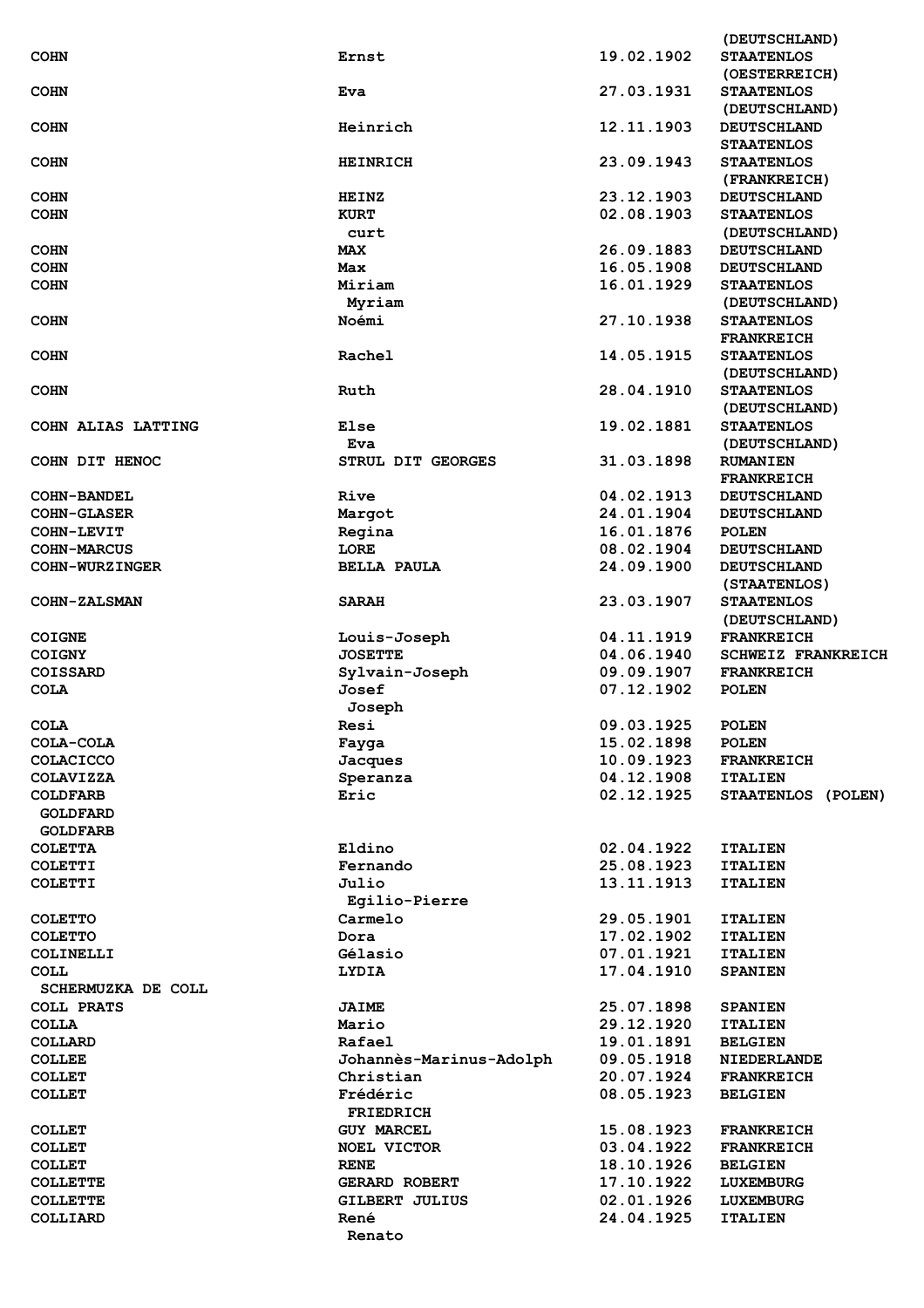| | | | |
|---|---|---|---|
| | | | (DEUTSCHLAND) |
| COHN | Ernst | 19.02.1902 | STAATENLOS (OESTERREICH) |
| COHN | Eva | 27.03.1931 | STAATENLOS (DEUTSCHLAND) |
| COHN | Heinrich | 12.11.1903 | DEUTSCHLAND STAATENLOS |
| COHN | HEINRICH | 23.09.1943 | STAATENLOS (FRANKREICH) |
| COHN | HEINZ | 23.12.1903 | DEUTSCHLAND |
| COHN | KURT curt | 02.08.1903 | STAATENLOS (DEUTSCHLAND) |
| COHN | MAX | 26.09.1883 | DEUTSCHLAND |
| COHN | Max | 16.05.1908 | DEUTSCHLAND |
| COHN | Miriam Myriam | 16.01.1929 | STAATENLOS (DEUTSCHLAND) |
| COHN | Noémi | 27.10.1938 | STAATENLOS FRANKREICH |
| COHN | Rachel | 14.05.1915 | STAATENLOS (DEUTSCHLAND) |
| COHN | Ruth | 28.04.1910 | STAATENLOS (DEUTSCHLAND) |
| COHN ALIAS LATTING | Else Eva | 19.02.1881 | STAATENLOS (DEUTSCHLAND) |
| COHN DIT HENOC | STRUL DIT GEORGES | 31.03.1898 | RUMANIEN FRANKREICH |
| COHN-BANDEL | Rive | 04.02.1913 | DEUTSCHLAND |
| COHN-GLASER | Margot | 24.01.1904 | DEUTSCHLAND |
| COHN-LEVIT | Regina | 16.01.1876 | POLEN |
| COHN-MARCUS | LORE | 08.02.1904 | DEUTSCHLAND |
| COHN-WURZINGER | BELLA PAULA | 24.09.1900 | DEUTSCHLAND (STAATENLOS) |
| COHN-ZALSMAN | SARAH | 23.03.1907 | STAATENLOS (DEUTSCHLAND) |
| COIGNE | Louis-Joseph | 04.11.1919 | FRANKREICH |
| COIGNY | JOSETTE | 04.06.1940 | SCHWEIZ FRANKREICH |
| COISSARD | Sylvain-Joseph | 09.09.1907 | FRANKREICH |
| COLA | Josef Joseph | 07.12.1902 | POLEN |
| COLA | Resi | 09.03.1925 | POLEN |
| COLA-COLA | Fayga | 15.02.1898 | POLEN |
| COLACICCO | Jacques | 10.09.1923 | FRANKREICH |
| COLAVIZZA | Speranza | 04.12.1908 | ITALIEN |
| COLDFARB GOLDFARD GOLDFARB | Eric | 02.12.1925 | STAATENLOS (POLEN) |
| COLETTA | Eldino | 02.04.1922 | ITALIEN |
| COLETTI | Fernando | 25.08.1923 | ITALIEN |
| COLETTI | Julio Egilio-Pierre | 13.11.1913 | ITALIEN |
| COLETTO | Carmelo | 29.05.1901 | ITALIEN |
| COLETTO | Dora | 17.02.1902 | ITALIEN |
| COLINELLI | Gélasio | 07.01.1921 | ITALIEN |
| COLL SCHERMUZKA DE COLL | LYDIA | 17.04.1910 | SPANIEN |
| COLL PRATS | JAIME | 25.07.1898 | SPANIEN |
| COLLA | Mario | 29.12.1920 | ITALIEN |
| COLLARD | Rafael | 19.01.1891 | BELGIEN |
| COLLEE | Johannès-Marinus-Adolph | 09.05.1918 | NIEDERLANDE |
| COLLET | Christian | 20.07.1924 | FRANKREICH |
| COLLET | Frédéric FRIEDRICH | 08.05.1923 | BELGIEN |
| COLLET | GUY MARCEL | 15.08.1923 | FRANKREICH |
| COLLET | NOEL VICTOR | 03.04.1922 | FRANKREICH |
| COLLET | RENE | 18.10.1926 | BELGIEN |
| COLLETTE | GERARD ROBERT | 17.10.1922 | LUXEMBURG |
| COLLETTE | GILBERT JULIUS | 02.01.1926 | LUXEMBURG |
| COLLIARD | René Renato | 24.04.1925 | ITALIEN |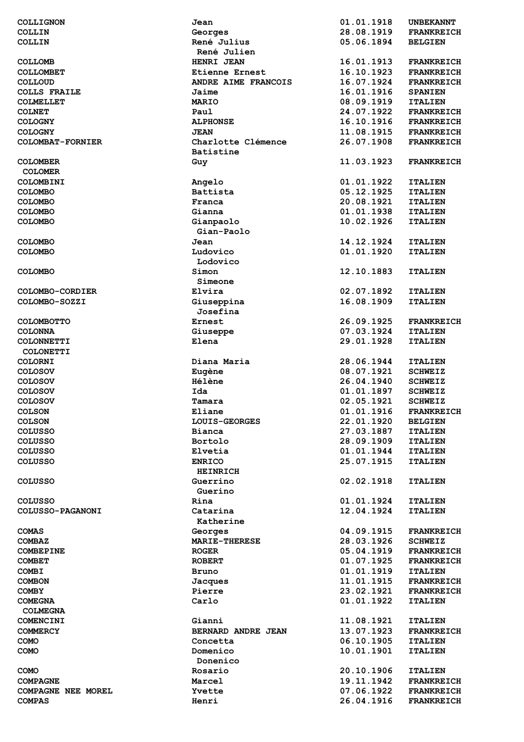| | | | |
|---|---|---|---|
| COLLIGNON | Jean | 01.01.1918 | UNBEKANNT |
| COLLIN | Georges | 28.08.1919 | FRANKREICH |
| COLLIN | René Julius<br>René Julien | 05.06.1894 | BELGIEN |
| COLLOMB | HENRI JEAN | 16.01.1913 | FRANKREICH |
| COLLOMBET | Etienne Ernest | 16.10.1923 | FRANKREICH |
| COLLOUD | ANDRE AIME FRANCOIS | 16.07.1924 | FRANKREICH |
| COLLS FRAILE | Jaime | 16.01.1916 | SPANIEN |
| COLMELLET | MARIO | 08.09.1919 | ITALIEN |
| COLNET | Paul | 24.07.1922 | FRANKREICH |
| COLOGNY | ALPHONSE | 16.10.1916 | FRANKREICH |
| COLOGNY | JEAN | 11.08.1915 | FRANKREICH |
| COLOMBAT-FORNIER | Charlotte Clémence<br>Batistine | 26.07.1908 | FRANKREICH |
| COLOMBER<br>COLOMER | Guy | 11.03.1923 | FRANKREICH |
| COLOMBINI | Angelo | 01.01.1922 | ITALIEN |
| COLOMBO | Battista | 05.12.1925 | ITALIEN |
| COLOMBO | Franca | 20.08.1921 | ITALIEN |
| COLOMBO | Gianna | 01.01.1938 | ITALIEN |
| COLOMBO | Gianpaolo<br>Gian-Paolo | 10.02.1926 | ITALIEN |
| COLOMBO | Jean | 14.12.1924 | ITALIEN |
| COLOMBO | Ludovico<br>Lodovico | 01.01.1920 | ITALIEN |
| COLOMBO | Simon<br>Simeone | 12.10.1883 | ITALIEN |
| COLOMBO-CORDIER | Elvira | 02.07.1892 | ITALIEN |
| COLOMBO-SOZZI | Giuseppina<br>Josefina | 16.08.1909 | ITALIEN |
| COLOMBOTTO | Ernest | 26.09.1925 | FRANKREICH |
| COLONNA | Giuseppe | 07.03.1924 | ITALIEN |
| COLONNETTI<br>COLONETTI | Elena | 29.01.1928 | ITALIEN |
| COLORNI | Diana Maria | 28.06.1944 | ITALIEN |
| COLOSOV | Eugène | 08.07.1921 | SCHWEIZ |
| COLOSOV | Hélène | 26.04.1940 | SCHWEIZ |
| COLOSOV | Ida | 01.01.1897 | SCHWEIZ |
| COLOSOV | Tamara | 02.05.1921 | SCHWEIZ |
| COLSON | Eliane | 01.01.1916 | FRANKREICH |
| COLSON | LOUIS-GEORGES | 22.01.1920 | BELGIEN |
| COLUSSO | Bianca | 27.03.1887 | ITALIEN |
| COLUSSO | Bortolo | 28.09.1909 | ITALIEN |
| COLUSSO | Elvetia | 01.01.1944 | ITALIEN |
| COLUSSO | ENRICO<br>HEINRICH | 25.07.1915 | ITALIEN |
| COLUSSO | Guerrino<br>Guerino | 02.02.1918 | ITALIEN |
| COLUSSO | Rina | 01.01.1924 | ITALIEN |
| COLUSSO-PAGANONI | Catarina<br>Katherine | 12.04.1924 | ITALIEN |
| COMAS | Georges | 04.09.1915 | FRANKREICH |
| COMBAZ | MARIE-THERESE | 28.03.1926 | SCHWEIZ |
| COMBEPINE | ROGER | 05.04.1919 | FRANKREICH |
| COMBET | ROBERT | 01.07.1925 | FRANKREICH |
| COMBI | Bruno | 01.01.1919 | ITALIEN |
| COMBON | Jacques | 11.01.1915 | FRANKREICH |
| COMBY | Pierre | 23.02.1921 | FRANKREICH |
| COMEGNA<br>COLMEGNA | Carlo | 01.01.1922 | ITALIEN |
| COMENCINI | Gianni | 11.08.1921 | ITALIEN |
| COMMERCY | BERNARD ANDRE JEAN | 13.07.1923 | FRANKREICH |
| COMO | Concetta | 06.10.1905 | ITALIEN |
| COMO | Domenico<br>Donenico | 10.01.1901 | ITALIEN |
| COMO | Rosario | 20.10.1906 | ITALIEN |
| COMPAGNE | Marcel | 19.11.1942 | FRANKREICH |
| COMPAGNE NEE MOREL | Yvette | 07.06.1922 | FRANKREICH |
| COMPAS | Henri | 26.04.1916 | FRANKREICH |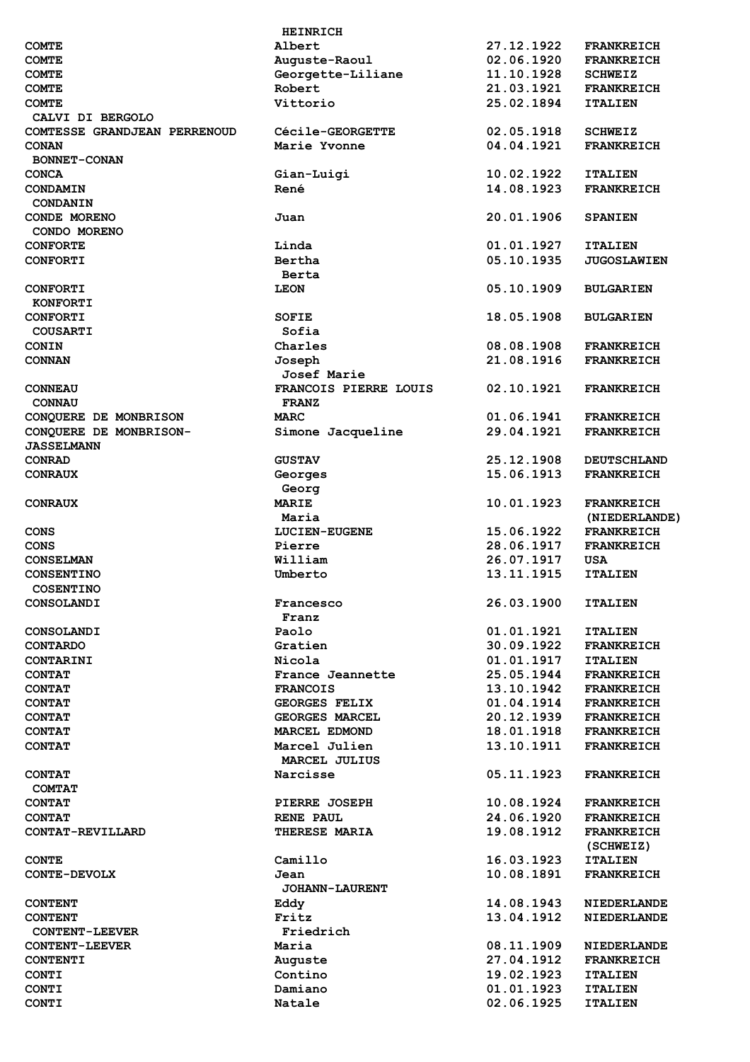| | | | |
|---|---|---|---|
| | HEINRICH | | |
| COMTE | Albert | 27.12.1922 | FRANKREICH |
| COMTE | Auguste-Raoul | 02.06.1920 | FRANKREICH |
| COMTE | Georgette-Liliane | 11.10.1928 | SCHWEIZ |
| COMTE | Robert | 21.03.1921 | FRANKREICH |
| COMTE | Vittorio | 25.02.1894 | ITALIEN |
| CALVI DI BERGOLO | | | |
| COMTESSE GRANDJEAN PERRENOUD | Cécile-GEORGETTE | 02.05.1918 | SCHWEIZ |
| CONAN | Marie Yvonne | 04.04.1921 | FRANKREICH |
| BONNET-CONAN | | | |
| CONCA | Gian-Luigi | 10.02.1922 | ITALIEN |
| CONDAMIN | René | 14.08.1923 | FRANKREICH |
| CONDANIN | | | |
| CONDE MORENO | Juan | 20.01.1906 | SPANIEN |
| CONDO MORENO | | | |
| CONFORTE | Linda | 01.01.1927 | ITALIEN |
| CONFORTI | Bertha | 05.10.1935 | JUGOSLAWIEN |
| | Berta | | |
| CONFORTI | LEON | 05.10.1909 | BULGARIEN |
| KONFORTI | | | |
| CONFORTI | SOFIE | 18.05.1908 | BULGARIEN |
| COUSARTI | Sofia | | |
| CONIN | Charles | 08.08.1908 | FRANKREICH |
| CONNAN | Joseph | 21.08.1916 | FRANKREICH |
| | Josef Marie | | |
| CONNEAU | FRANCOIS PIERRE LOUIS | 02.10.1921 | FRANKREICH |
| CONNAU | FRANZ | | |
| CONQUERE DE MONBRISON | MARC | 01.06.1941 | FRANKREICH |
| CONQUERE DE MONBRISON-JASSELMANN | Simone Jacqueline | 29.04.1921 | FRANKREICH |
| CONRAD | GUSTAV | 25.12.1908 | DEUTSCHLAND |
| CONRAUX | Georges | 15.06.1913 | FRANKREICH |
| | Georg | | |
| CONRAUX | MARIE | 10.01.1923 | FRANKREICH |
| | Maria | | (NIEDERLANDE) |
| CONS | LUCIEN-EUGENE | 15.06.1922 | FRANKREICH |
| CONS | Pierre | 28.06.1917 | FRANKREICH |
| CONSELMAN | William | 26.07.1917 | USA |
| CONSENTINO | Umberto | 13.11.1915 | ITALIEN |
| COSENTINO | | | |
| CONSOLANDI | Francesco | 26.03.1900 | ITALIEN |
| | Franz | | |
| CONSOLANDI | Paolo | 01.01.1921 | ITALIEN |
| CONTARDO | Gratien | 30.09.1922 | FRANKREICH |
| CONTARINI | Nicola | 01.01.1917 | ITALIEN |
| CONTAT | France Jeannette | 25.05.1944 | FRANKREICH |
| CONTAT | FRANCOIS | 13.10.1942 | FRANKREICH |
| CONTAT | GEORGES FELIX | 01.04.1914 | FRANKREICH |
| CONTAT | GEORGES MARCEL | 20.12.1939 | FRANKREICH |
| CONTAT | MARCEL EDMOND | 18.01.1918 | FRANKREICH |
| CONTAT | Marcel Julien | 13.10.1911 | FRANKREICH |
| | MARCEL JULIUS | | |
| CONTAT | Narcisse | 05.11.1923 | FRANKREICH |
| COMTAT | | | |
| CONTAT | PIERRE JOSEPH | 10.08.1924 | FRANKREICH |
| CONTAT | RENE PAUL | 24.06.1920 | FRANKREICH |
| CONTAT-REVILLARD | THERESE MARIA | 19.08.1912 | FRANKREICH |
| | | | (SCHWEIZ) |
| CONTE | Camillo | 16.03.1923 | ITALIEN |
| CONTE-DEVOLX | Jean | 10.08.1891 | FRANKREICH |
| | JOHANN-LAURENT | | |
| CONTENT | Eddy | 14.08.1943 | NIEDERLANDE |
| CONTENT | Fritz | 13.04.1912 | NIEDERLANDE |
| CONTENT-LEEVER | Friedrich | | |
| CONTENT-LEEVER | Maria | 08.11.1909 | NIEDERLANDE |
| CONTENTI | Auguste | 27.04.1912 | FRANKREICH |
| CONTI | Contino | 19.02.1923 | ITALIEN |
| CONTI | Damiano | 01.01.1923 | ITALIEN |
| CONTI | Natale | 02.06.1925 | ITALIEN |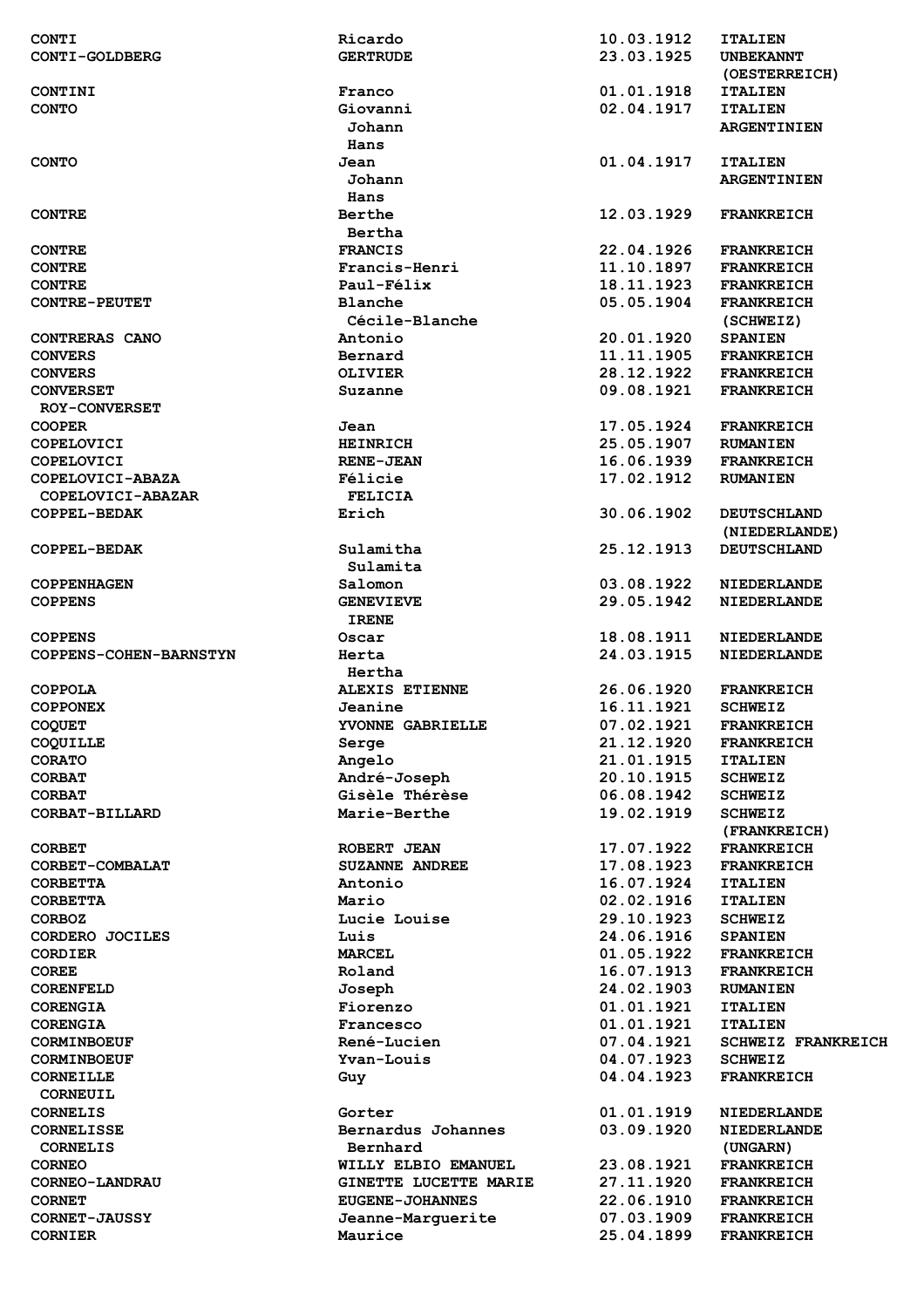| | | | |
|---|---|---|---|
| CONTI | Ricardo | 10.03.1912 | ITALIEN |
| CONTI-GOLDBERG | GERTRUDE | 23.03.1925 | UNBEKANNT (OESTERREICH) |
| CONTINI | Franco | 01.01.1918 | ITALIEN |
| CONTO | Giovanni Johann Hans | 02.04.1917 | ITALIEN ARGENTINIEN |
| CONTO | Jean Johann Hans | 01.04.1917 | ITALIEN ARGENTINIEN |
| CONTRE | Berthe Bertha | 12.03.1929 | FRANKREICH |
| CONTRE | FRANCIS | 22.04.1926 | FRANKREICH |
| CONTRE | Francis-Henri | 11.10.1897 | FRANKREICH |
| CONTRE | Paul-Félix | 18.11.1923 | FRANKREICH |
| CONTRE-PEUTET | Blanche Cécile-Blanche | 05.05.1904 | FRANKREICH (SCHWEIZ) |
| CONTRERAS CANO | Antonio | 20.01.1920 | SPANIEN |
| CONVERS | Bernard | 11.11.1905 | FRANKREICH |
| CONVERS | OLIVIER | 28.12.1922 | FRANKREICH |
| CONVERSET ROY-CONVERSET | Suzanne | 09.08.1921 | FRANKREICH |
| COOPER | Jean | 17.05.1924 | FRANKREICH |
| COPELOVICI | HEINRICH | 25.05.1907 | RUMANIEN |
| COPELOVICI | RENE-JEAN | 16.06.1939 | FRANKREICH |
| COPELOVICI-ABAZA COPELOVICI-ABAZAR | Félicie FELICIA | 17.02.1912 | RUMANIEN |
| COPPEL-BEDAK | Erich | 30.06.1902 | DEUTSCHLAND (NIEDERLANDE) |
| COPPEL-BEDAK | Sulamitha Sulamita | 25.12.1913 | DEUTSCHLAND |
| COPPENHAGEN | Salomon | 03.08.1922 | NIEDERLANDE |
| COPPENS | GENEVIEVE IRENE | 29.05.1942 | NIEDERLANDE |
| COPPENS | Oscar | 18.08.1911 | NIEDERLANDE |
| COPPENS-COHEN-BARNSTYN | Herta Hertha | 24.03.1915 | NIEDERLANDE |
| COPPOLA | ALEXIS ETIENNE | 26.06.1920 | FRANKREICH |
| COPPONEX | Jeanine | 16.11.1921 | SCHWEIZ |
| COQUET | YVONNE GABRIELLE | 07.02.1921 | FRANKREICH |
| COQUILLE | Serge | 21.12.1920 | FRANKREICH |
| CORATO | Angelo | 21.01.1915 | ITALIEN |
| CORBAT | André-Joseph | 20.10.1915 | SCHWEIZ |
| CORBAT | Gisèle Thérèse | 06.08.1942 | SCHWEIZ |
| CORBAT-BILLARD | Marie-Berthe | 19.02.1919 | SCHWEIZ (FRANKREICH) |
| CORBET | ROBERT JEAN | 17.07.1922 | FRANKREICH |
| CORBET-COMBALAT | SUZANNE ANDREE | 17.08.1923 | FRANKREICH |
| CORBETTA | Antonio | 16.07.1924 | ITALIEN |
| CORBETTA | Mario | 02.02.1916 | ITALIEN |
| CORBOZ | Lucie Louise | 29.10.1923 | SCHWEIZ |
| CORDERO JOCILES | Luis | 24.06.1916 | SPANIEN |
| CORDIER | MARCEL | 01.05.1922 | FRANKREICH |
| COREE | Roland | 16.07.1913 | FRANKREICH |
| CORENFELD | Joseph | 24.02.1903 | RUMANIEN |
| CORENGIA | Fiorenzo | 01.01.1921 | ITALIEN |
| CORENGIA | Francesco | 01.01.1921 | ITALIEN |
| CORMINBOEUF | René-Lucien | 07.04.1921 | SCHWEIZ FRANKREICH |
| CORMINBOEUF | Yvan-Louis | 04.07.1923 | SCHWEIZ |
| CORNEILLE CORNEUIL | Guy | 04.04.1923 | FRANKREICH |
| CORNELIS | Gorter | 01.01.1919 | NIEDERLANDE |
| CORNELISSE CORNELIS | Bernardus Johannes Bernhard | 03.09.1920 | NIEDERLANDE (UNGARN) |
| CORNEO | WILLY ELBIO EMANUEL | 23.08.1921 | FRANKREICH |
| CORNEO-LANDRAU | GINETTE LUCETTE MARIE | 27.11.1920 | FRANKREICH |
| CORNET | EUGENE-JOHANNES | 22.06.1910 | FRANKREICH |
| CORNET-JAUSSY | Jeanne-Marguerite | 07.03.1909 | FRANKREICH |
| CORNIER | Maurice | 25.04.1899 | FRANKREICH |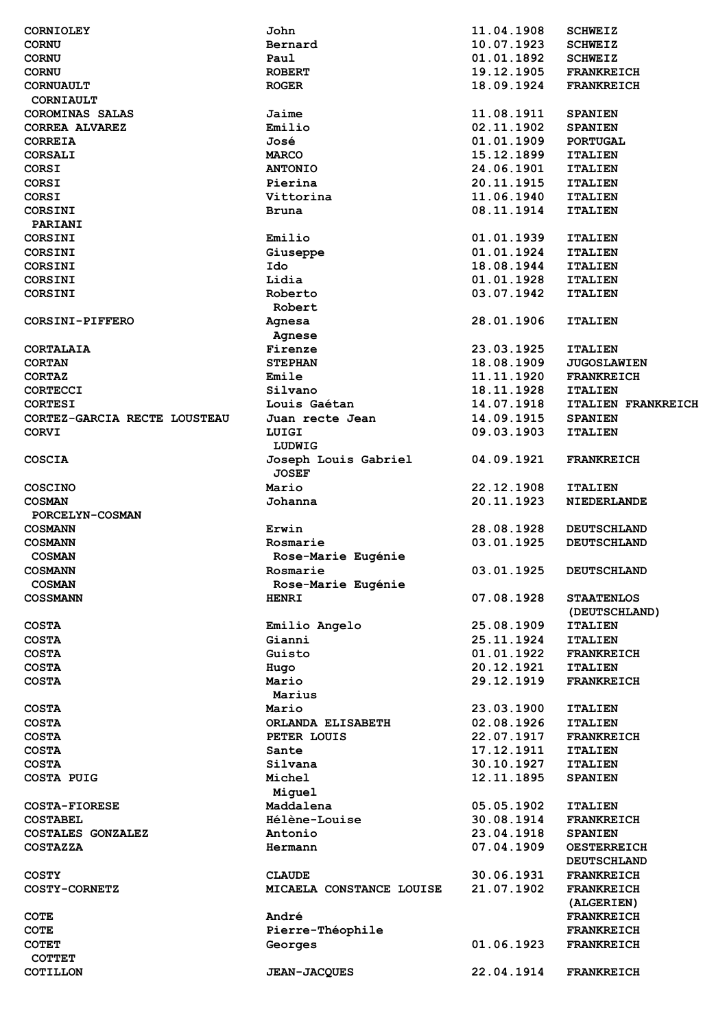| | | | |
|---|---|---|---|
| CORNIOLEY | John | 11.04.1908 | SCHWEIZ |
| CORNU | Bernard | 10.07.1923 | SCHWEIZ |
| CORNU | Paul | 01.01.1892 | SCHWEIZ |
| CORNU | ROBERT | 19.12.1905 | FRANKREICH |
| CORNUAULT | ROGER | 18.09.1924 | FRANKREICH |
| CORNIAULT | | | |
| COROMINAS SALAS | Jaime | 11.08.1911 | SPANIEN |
| CORREA ALVAREZ | Emilio | 02.11.1902 | SPANIEN |
| CORREIA | José | 01.01.1909 | PORTUGAL |
| CORSALI | MARCO | 15.12.1899 | ITALIEN |
| CORSI | ANTONIO | 24.06.1901 | ITALIEN |
| CORSI | Pierina | 20.11.1915 | ITALIEN |
| CORSI | Vittorina | 11.06.1940 | ITALIEN |
| CORSINI | Bruna | 08.11.1914 | ITALIEN |
| PARIANI | | | |
| CORSINI | Emilio | 01.01.1939 | ITALIEN |
| CORSINI | Giuseppe | 01.01.1924 | ITALIEN |
| CORSINI | Ido | 18.08.1944 | ITALIEN |
| CORSINI | Lidia | 01.01.1928 | ITALIEN |
| CORSINI | Roberto | 03.07.1942 | ITALIEN |
| | Robert | | |
| CORSINI-PIFFERO | Agnesa | 28.01.1906 | ITALIEN |
| | Agnese | | |
| CORTALAIA | Firenze | 23.03.1925 | ITALIEN |
| CORTAN | STEPHAN | 18.08.1909 | JUGOSLAWIEN |
| CORTAZ | Emile | 11.11.1920 | FRANKREICH |
| CORTECCI | Silvano | 18.11.1928 | ITALIEN |
| CORTESI | Louis Gaétan | 14.07.1918 | ITALIEN FRANKREICH |
| CORTEZ-GARCIA RECTE LOUSTEAU | Juan recte Jean | 14.09.1915 | SPANIEN |
| CORVI | LUIGI | 09.03.1903 | ITALIEN |
| | LUDWIG | | |
| COSCIA | Joseph Louis Gabriel | 04.09.1921 | FRANKREICH |
| | JOSEF | | |
| COSCINO | Mario | 22.12.1908 | ITALIEN |
| COSMAN | Johanna | 20.11.1923 | NIEDERLANDE |
| PORCELYN-COSMAN | | | |
| COSMANN | Erwin | 28.08.1928 | DEUTSCHLAND |
| COSMANN | Rosmarie | 03.01.1925 | DEUTSCHLAND |
| COSMAN | Rose-Marie Eugénie | | |
| COSMANN | Rosmarie | 03.01.1925 | DEUTSCHLAND |
| COSMAN | Rose-Marie Eugénie | | |
| COSSMANN | HENRI | 07.08.1928 | STAATENLOS (DEUTSCHLAND) |
| COSTA | Emilio Angelo | 25.08.1909 | ITALIEN |
| COSTA | Gianni | 25.11.1924 | ITALIEN |
| COSTA | Guisto | 01.01.1922 | FRANKREICH |
| COSTA | Hugo | 20.12.1921 | ITALIEN |
| COSTA | Mario | 29.12.1919 | FRANKREICH |
| | Marius | | |
| COSTA | Mario | 23.03.1900 | ITALIEN |
| COSTA | ORLANDA ELISABETH | 02.08.1926 | ITALIEN |
| COSTA | PETER LOUIS | 22.07.1917 | FRANKREICH |
| COSTA | Sante | 17.12.1911 | ITALIEN |
| COSTA | Silvana | 30.10.1927 | ITALIEN |
| COSTA PUIG | Michel | 12.11.1895 | SPANIEN |
| | Miguel | | |
| COSTA-FIORESE | Maddalena | 05.05.1902 | ITALIEN |
| COSTABEL | Hélène-Louise | 30.08.1914 | FRANKREICH |
| COSTALES GONZALEZ | Antonio | 23.04.1918 | SPANIEN |
| COSTAZZA | Hermann | 07.04.1909 | OESTERREICH DEUTSCHLAND |
| COSTY | CLAUDE | 30.06.1931 | FRANKREICH |
| COSTY-CORNETZ | MICAELA CONSTANCE LOUISE | 21.07.1902 | FRANKREICH (ALGERIEN) |
| COTE | André | | FRANKREICH |
| COTE | Pierre-Théophile | | FRANKREICH |
| COTET | Georges | 01.06.1923 | FRANKREICH |
| COTTET | | | |
| COTILLON | JEAN-JACQUES | 22.04.1914 | FRANKREICH |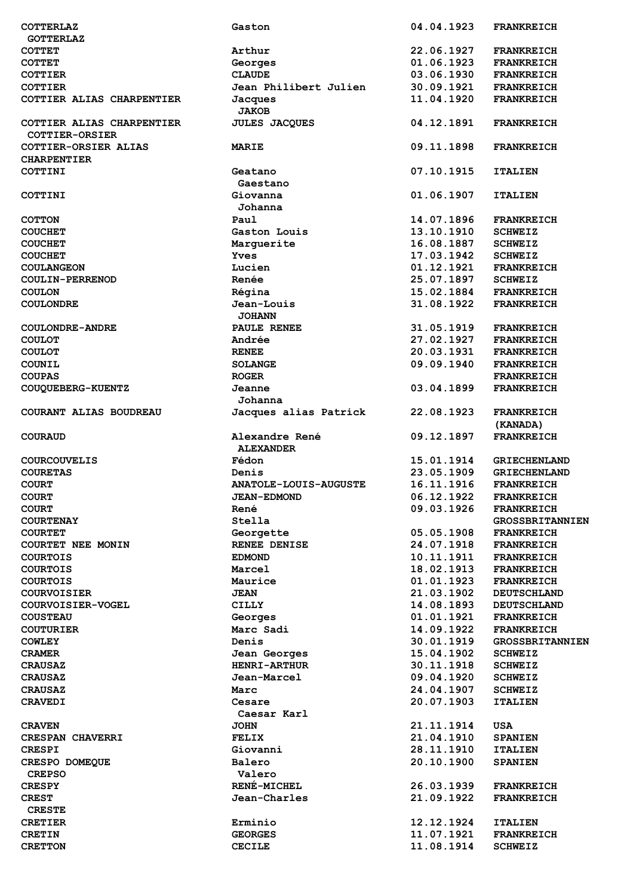| | | | |
|---|---|---|---|
| COTTERLAZ<br>GOTTERLAZ | Gaston | 04.04.1923 | FRANKREICH |
| COTTET | Arthur | 22.06.1927 | FRANKREICH |
| COTTET | Georges | 01.06.1923 | FRANKREICH |
| COTTIER | CLAUDE | 03.06.1930 | FRANKREICH |
| COTTIER | Jean Philibert Julien | 30.09.1921 | FRANKREICH |
| COTTIER ALIAS CHARPENTIER | Jacques<br>JAKOB | 11.04.1920 | FRANKREICH |
| COTTIER ALIAS CHARPENTIER<br>COTTIER-ORSIER | JULES JACQUES | 04.12.1891 | FRANKREICH |
| COTTIER-ORSIER ALIAS<br>CHARPENTIER | MARIE | 09.11.1898 | FRANKREICH |
| COTTINI | Geatano<br>Gaestano | 07.10.1915 | ITALIEN |
| COTTINI | Giovanna<br>Johanna | 01.06.1907 | ITALIEN |
| COTTON | Paul | 14.07.1896 | FRANKREICH |
| COUCHET | Gaston Louis | 13.10.1910 | SCHWEIZ |
| COUCHET | Marguerite | 16.08.1887 | SCHWEIZ |
| COUCHET | Yves | 17.03.1942 | SCHWEIZ |
| COULANGEON | Lucien | 01.12.1921 | FRANKREICH |
| COULIN-PERRENOD | Renée | 25.07.1897 | SCHWEIZ |
| COULON | Régina | 15.02.1884 | FRANKREICH |
| COULONDRE | Jean-Louis<br>JOHANN | 31.08.1922 | FRANKREICH |
| COULONDRE-ANDRE | PAULE RENEE | 31.05.1919 | FRANKREICH |
| COULOT | Andrée | 27.02.1927 | FRANKREICH |
| COULOT | RENEE | 20.03.1931 | FRANKREICH |
| COUNIL | SOLANGE | 09.09.1940 | FRANKREICH |
| COUPAS | ROGER | | FRANKREICH |
| COUQUEBERG-KUENTZ | Jeanne<br>Johanna | 03.04.1899 | FRANKREICH |
| COURANT ALIAS BOUDREAU | Jacques alias Patrick | 22.08.1923 | FRANKREICH<br>(KANADA) |
| COURAUD | Alexandre René<br>ALEXANDER | 09.12.1897 | FRANKREICH |
| COURCOUVELIS | Fédon | 15.01.1914 | GRIECHENLAND |
| COURETAS | Denis | 23.05.1909 | GRIECHENLAND |
| COURT | ANATOLE-LOUIS-AUGUSTE | 16.11.1916 | FRANKREICH |
| COURT | JEAN-EDMOND | 06.12.1922 | FRANKREICH |
| COURT | René | 09.03.1926 | FRANKREICH |
| COURTENAY | Stella | | GROSSBRITANNIEN |
| COURTET | Georgette | 05.05.1908 | FRANKREICH |
| COURTET NEE MONIN | RENEE DENISE | 24.07.1918 | FRANKREICH |
| COURTOIS | EDMOND | 10.11.1911 | FRANKREICH |
| COURTOIS | Marcel | 18.02.1913 | FRANKREICH |
| COURTOIS | Maurice | 01.01.1923 | FRANKREICH |
| COURVOISIER | JEAN | 21.03.1902 | DEUTSCHLAND |
| COURVOISIER-VOGEL | CILLY | 14.08.1893 | DEUTSCHLAND |
| COUSTEAU | Georges | 01.01.1921 | FRANKREICH |
| COUTURIER | Marc Sadi | 14.09.1922 | FRANKREICH |
| COWLEY | Denis | 30.01.1919 | GROSSBRITANNIEN |
| CRAMER | Jean Georges | 15.04.1902 | SCHWEIZ |
| CRAUSAZ | HENRI-ARTHUR | 30.11.1918 | SCHWEIZ |
| CRAUSAZ | Jean-Marcel | 09.04.1920 | SCHWEIZ |
| CRAUSAZ | Marc | 24.04.1907 | SCHWEIZ |
| CRAVEDI | Cesare<br>Caesar Karl | 20.07.1903 | ITALIEN |
| CRAVEN | JOHN | 21.11.1914 | USA |
| CRESPAN CHAVERRI | FELIX | 21.04.1910 | SPANIEN |
| CRESPI | Giovanni | 28.11.1910 | ITALIEN |
| CRESPO DOMEQUE<br>CREPSO | Balero<br>Valero | 20.10.1900 | SPANIEN |
| CRESPY | RENÉ-MICHEL | 26.03.1939 | FRANKREICH |
| CREST<br>CRESTE | Jean-Charles | 21.09.1922 | FRANKREICH |
| CRETIER | Erminio | 12.12.1924 | ITALIEN |
| CRETIN | GEORGES | 11.07.1921 | FRANKREICH |
| CRETTON | CECILE | 11.08.1914 | SCHWEIZ |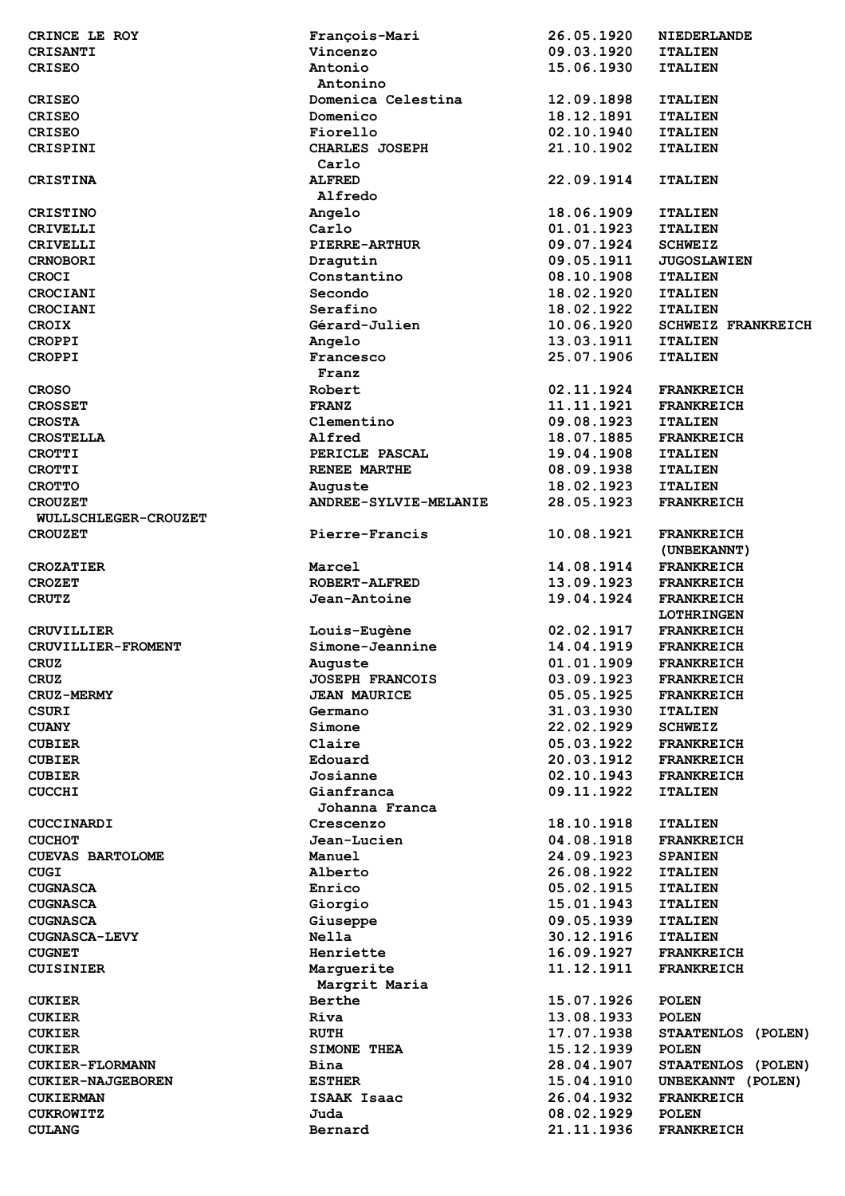| | | | |
|---|---|---|---|
| CRINCE LE ROY | François-Mari | 26.05.1920 | NIEDERLANDE |
| CRISANTI | Vincenzo | 09.03.1920 | ITALIEN |
| CRISEO | Antonio<br>Antonino | 15.06.1930 | ITALIEN |
| CRISEO | Domenica Celestina | 12.09.1898 | ITALIEN |
| CRISEO | Domenico | 18.12.1891 | ITALIEN |
| CRISEO | Fiorello | 02.10.1940 | ITALIEN |
| CRISPINI | CHARLES JOSEPH<br>Carlo | 21.10.1902 | ITALIEN |
| CRISTINA | ALFRED<br>Alfredo | 22.09.1914 | ITALIEN |
| CRISTINO | Angelo | 18.06.1909 | ITALIEN |
| CRIVELLI | Carlo | 01.01.1923 | ITALIEN |
| CRIVELLI | PIERRE-ARTHUR | 09.07.1924 | SCHWEIZ |
| CRNOBORI | Dragutin | 09.05.1911 | JUGOSLAWIEN |
| CROCI | Constantino | 08.10.1908 | ITALIEN |
| CROCIANI | Secondo | 18.02.1920 | ITALIEN |
| CROCIANI | Serafino | 18.02.1922 | ITALIEN |
| CROIX | Gérard-Julien | 10.06.1920 | SCHWEIZ FRANKREICH |
| CROPPI | Angelo | 13.03.1911 | ITALIEN |
| CROPPI | Francesco<br>Franz | 25.07.1906 | ITALIEN |
| CROSO | Robert | 02.11.1924 | FRANKREICH |
| CROSSET | FRANZ | 11.11.1921 | FRANKREICH |
| CROSTA | Clementino | 09.08.1923 | ITALIEN |
| CROSTELLA | Alfred | 18.07.1885 | FRANKREICH |
| CROTTI | PERICLE PASCAL | 19.04.1908 | ITALIEN |
| CROTTI | RENEE MARTHE | 08.09.1938 | ITALIEN |
| CROTTO | Auguste | 18.02.1923 | ITALIEN |
| CROUZET<br>WULLSCHLEGER-CROUZET | ANDREE-SYLVIE-MELANIE | 28.05.1923 | FRANKREICH |
| CROUZET | Pierre-Francis | 10.08.1921 | FRANKREICH<br>(UNBEKANNT) |
| CROZATIER | Marcel | 14.08.1914 | FRANKREICH |
| CROZET | ROBERT-ALFRED | 13.09.1923 | FRANKREICH |
| CRUTZ | Jean-Antoine | 19.04.1924 | FRANKREICH<br>LOTHRINGEN |
| CRUVILLIER | Louis-Eugène | 02.02.1917 | FRANKREICH |
| CRUVILLIER-FROMENT | Simone-Jeannine | 14.04.1919 | FRANKREICH |
| CRUZ | Auguste | 01.01.1909 | FRANKREICH |
| CRUZ | JOSEPH FRANCOIS | 03.09.1923 | FRANKREICH |
| CRUZ-MERMY | JEAN MAURICE | 05.05.1925 | FRANKREICH |
| CSURI | Germano | 31.03.1930 | ITALIEN |
| CUANY | Simone | 22.02.1929 | SCHWEIZ |
| CUBIER | Claire | 05.03.1922 | FRANKREICH |
| CUBIER | Edouard | 20.03.1912 | FRANKREICH |
| CUBIER | Josianne | 02.10.1943 | FRANKREICH |
| CUCCHI | Gianfranca<br>Johanna Franca | 09.11.1922 | ITALIEN |
| CUCCINARDI | Crescenzo | 18.10.1918 | ITALIEN |
| CUCHOT | Jean-Lucien | 04.08.1918 | FRANKREICH |
| CUEVAS BARTOLOME | Manuel | 24.09.1923 | SPANIEN |
| CUGI | Alberto | 26.08.1922 | ITALIEN |
| CUGNASCA | Enrico | 05.02.1915 | ITALIEN |
| CUGNASCA | Giorgio | 15.01.1943 | ITALIEN |
| CUGNASCA | Giuseppe | 09.05.1939 | ITALIEN |
| CUGNASCA-LEVY | Nella | 30.12.1916 | ITALIEN |
| CUGNET | Henriette | 16.09.1927 | FRANKREICH |
| CUISINIER | Marguerite<br>Margrit Maria | 11.12.1911 | FRANKREICH |
| CUKIER | Berthe | 15.07.1926 | POLEN |
| CUKIER | Riva | 13.08.1933 | POLEN |
| CUKIER | RUTH | 17.07.1938 | STAATENLOS (POLEN) |
| CUKIER | SIMONE THEA | 15.12.1939 | POLEN |
| CUKIER-FLORMANN | Bina | 28.04.1907 | STAATENLOS (POLEN) |
| CUKIER-NAJGEBOREN | ESTHER | 15.04.1910 | UNBEKANNT (POLEN) |
| CUKIERMAN | ISAAK Isaac | 26.04.1932 | FRANKREICH |
| CUKROWITZ | Juda | 08.02.1929 | POLEN |
| CULANG | Bernard | 21.11.1936 | FRANKREICH |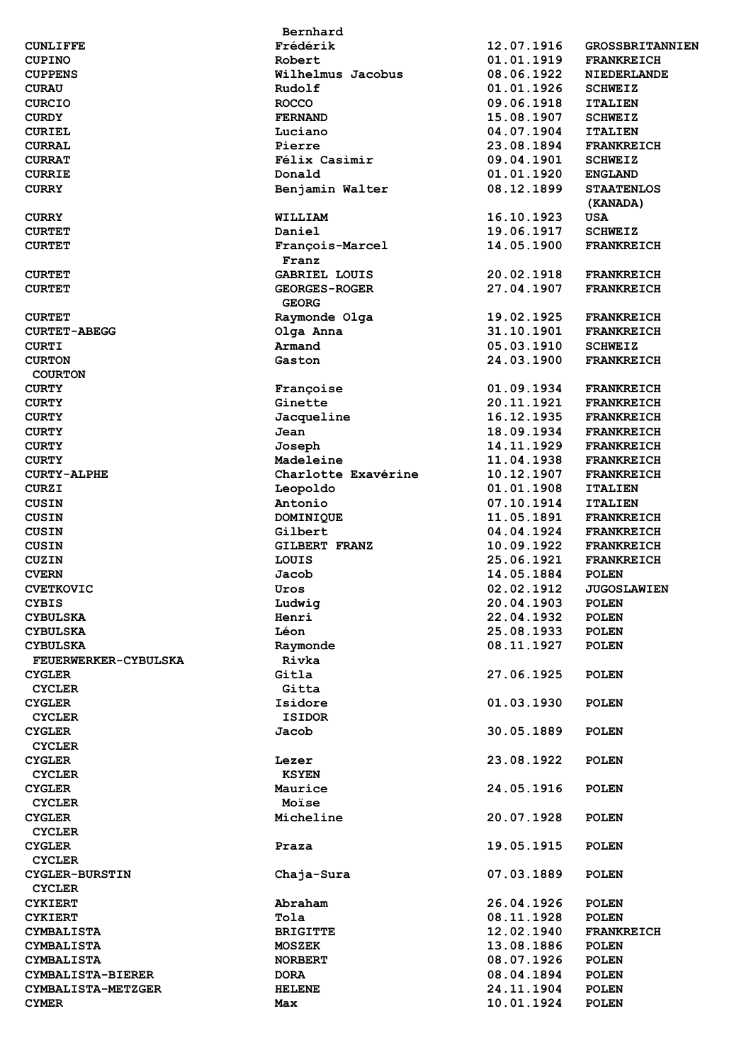| | | | |
|---|---|---|---|
| | Bernhard | | |
| CUNLIFFE | Frédérik | 12.07.1916 | GROSSBRITANNIEN |
| CUPINO | Robert | 01.01.1919 | FRANKREICH |
| CUPPENS | Wilhelmus Jacobus | 08.06.1922 | NIEDERLANDE |
| CURAU | Rudolf | 01.01.1926 | SCHWEIZ |
| CURCIO | ROCCO | 09.06.1918 | ITALIEN |
| CURDY | FERNAND | 15.08.1907 | SCHWEIZ |
| CURIEL | Luciano | 04.07.1904 | ITALIEN |
| CURRAL | Pierre | 23.08.1894 | FRANKREICH |
| CURRAT | Félix Casimir | 09.04.1901 | SCHWEIZ |
| CURRIE | Donald | 01.01.1920 | ENGLAND |
| CURRY | Benjamin Walter | 08.12.1899 | STAATENLOS (KANADA) |
| CURRY | WILLIAM | 16.10.1923 | USA |
| CURTET | Daniel | 19.06.1917 | SCHWEIZ |
| CURTET | François-Marcel Franz | 14.05.1900 | FRANKREICH |
| CURTET | GABRIEL LOUIS | 20.02.1918 | FRANKREICH |
| CURTET | GEORGES-ROGER GEORG | 27.04.1907 | FRANKREICH |
| CURTET | Raymonde Olga | 19.02.1925 | FRANKREICH |
| CURTET-ABEGG | Olga Anna | 31.10.1901 | FRANKREICH |
| CURTI | Armand | 05.03.1910 | SCHWEIZ |
| CURTON COURTON | Gaston | 24.03.1900 | FRANKREICH |
| CURTY | Françoise | 01.09.1934 | FRANKREICH |
| CURTY | Ginette | 20.11.1921 | FRANKREICH |
| CURTY | Jacqueline | 16.12.1935 | FRANKREICH |
| CURTY | Jean | 18.09.1934 | FRANKREICH |
| CURTY | Joseph | 14.11.1929 | FRANKREICH |
| CURTY | Madeleine | 11.04.1938 | FRANKREICH |
| CURTY-ALPHE | Charlotte Exavérine | 10.12.1907 | FRANKREICH |
| CURZI | Leopoldo | 01.01.1908 | ITALIEN |
| CUSIN | Antonio | 07.10.1914 | ITALIEN |
| CUSIN | DOMINIQUE | 11.05.1891 | FRANKREICH |
| CUSIN | Gilbert | 04.04.1924 | FRANKREICH |
| CUSIN | GILBERT FRANZ | 10.09.1922 | FRANKREICH |
| CUZIN | LOUIS | 25.06.1921 | FRANKREICH |
| CVERN | Jacob | 14.05.1884 | POLEN |
| CVETKOVIC | Uros | 02.02.1912 | JUGOSLAWIEN |
| CYBIS | Ludwig | 20.04.1903 | POLEN |
| CYBULSKA | Henri | 22.04.1932 | POLEN |
| CYBULSKA | Léon | 25.08.1933 | POLEN |
| CYBULSKA FEUERWERKER-CYBULSKA | Raymonde Rivka | 08.11.1927 | POLEN |
| CYGLER CYCLER | Gitla Gitta | 27.06.1925 | POLEN |
| CYGLER CYCLER | Isidore ISIDOR | 01.03.1930 | POLEN |
| CYGLER CYCLER | Jacob | 30.05.1889 | POLEN |
| CYGLER CYCLER | Lezer KSYEN | 23.08.1922 | POLEN |
| CYGLER CYCLER | Maurice Moïse | 24.05.1916 | POLEN |
| CYGLER CYCLER | Micheline | 20.07.1928 | POLEN |
| CYGLER CYCLER | Praza | 19.05.1915 | POLEN |
| CYGLER-BURSTIN CYCLER | Chaja-Sura | 07.03.1889 | POLEN |
| CYKIERT | Abraham | 26.04.1926 | POLEN |
| CYKIERT | Tola | 08.11.1928 | POLEN |
| CYMBALISTA | BRIGITTE | 12.02.1940 | FRANKREICH |
| CYMBALISTA | MOSZEK | 13.08.1886 | POLEN |
| CYMBALISTA | NORBERT | 08.07.1926 | POLEN |
| CYMBALISTA-BIERER | DORA | 08.04.1894 | POLEN |
| CYMBALISTA-METZGER | HELENE | 24.11.1904 | POLEN |
| CYMER | Max | 10.01.1924 | POLEN |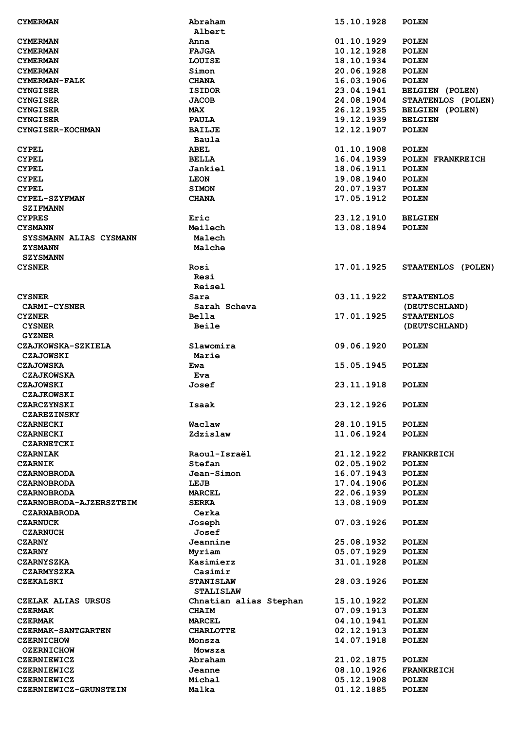| | | | |
|---|---|---|---|
| CYMERMAN | Abraham<br>Albert | 15.10.1928 | POLEN |
| CYMERMAN | Anna | 01.10.1929 | POLEN |
| CYMERMAN | FAJGA | 10.12.1928 | POLEN |
| CYMERMAN | LOUISE | 18.10.1934 | POLEN |
| CYMERMAN | Simon | 20.06.1928 | POLEN |
| CYMERMAN-FALK | CHANA | 16.03.1906 | POLEN |
| CYNGISER | ISIDOR | 23.04.1941 | BELGIEN (POLEN) |
| CYNGISER | JACOB | 24.08.1904 | STAATENLOS (POLEN) |
| CYNGISER | MAX | 26.12.1935 | BELGIEN (POLEN) |
| CYNGISER | PAULA | 19.12.1939 | BELGIEN |
| CYNGISER-KOCHMAN | BAILJE<br>Baula | 12.12.1907 | POLEN |
| CYPEL | ABEL | 01.10.1908 | POLEN |
| CYPEL | BELLA | 16.04.1939 | POLEN FRANKREICH |
| CYPEL | Jankiel | 18.06.1911 | POLEN |
| CYPEL | LEON | 19.08.1940 | POLEN |
| CYPEL | SIMON | 20.07.1937 | POLEN |
| CYPEL-SZYFMAN<br>SZIFMANN | CHANA | 17.05.1912 | POLEN |
| CYPRES | Eric | 23.12.1910 | BELGIEN |
| CYSMANN<br>SYSSMANN ALIAS CYSMANN<br>ZYSMANN<br>SZYSMANN | Meilech<br>Malech<br>Malche | 13.08.1894 | POLEN |
| CYSNER | Rosi<br>Resi<br>Reisel | 17.01.1925 | STAATENLOS (POLEN) |
| CYSNER<br>CARMI-CYSNER | Sara<br>Sarah Scheva | 03.11.1922 | STAATENLOS<br>(DEUTSCHLAND) |
| CYZNER<br>CYSNER<br>GYZNER | Bella<br>Beile | 17.01.1925 | STAATENLOS<br>(DEUTSCHLAND) |
| CZAJKOWSKA-SZKIELA<br>CZAJOWSKI | Slawomira<br>Marie | 09.06.1920 | POLEN |
| CZAJOWSKA<br>CZAJKOWSKA | Ewa<br>Eva | 15.05.1945 | POLEN |
| CZAJOWSKI<br>CZAJKOWSKI | Josef | 23.11.1918 | POLEN |
| CZARCZYNSKI<br>CZAREZINSKY | Isaak | 23.12.1926 | POLEN |
| CZARNECKI | Waclaw | 28.10.1915 | POLEN |
| CZARNECKI<br>CZARNETCKI | Zdzislaw | 11.06.1924 | POLEN |
| CZARNIAK | Raoul-Israël | 21.12.1922 | FRANKREICH |
| CZARNIK | Stefan | 02.05.1902 | POLEN |
| CZARNOBRODA | Jean-Simon | 16.07.1943 | POLEN |
| CZARNOBRODA | LEJB | 17.04.1906 | POLEN |
| CZARNOBRODA | MARCEL | 22.06.1939 | POLEN |
| CZARNOBRODA-AJZERSZTEIM<br>CZARNABRODA | SERKA<br>Cerka | 13.08.1909 | POLEN |
| CZARNUCK<br>CZARNUCH | Joseph<br>Josef | 07.03.1926 | POLEN |
| CZARNY | Jeannine | 25.08.1932 | POLEN |
| CZARNY | Myriam | 05.07.1929 | POLEN |
| CZARNYSZKA<br>CZARMYSZKA | Kasimierz<br>Casimir | 31.01.1928 | POLEN |
| CZEKALSKI | STANISLAW<br>STALISLAW | 28.03.1926 | POLEN |
| CZELAK ALIAS URSUS | Chnatian alias Stephan | 15.10.1922 | POLEN |
| CZERMAK | CHAIM | 07.09.1913 | POLEN |
| CZERMAK | MARCEL | 04.10.1941 | POLEN |
| CZERMAK-SANTGARTEN | CHARLOTTE | 02.12.1913 | POLEN |
| CZERNICHOW<br>OZERNICHOW | Monsza<br>Mowsza | 14.07.1918 | POLEN |
| CZERNIEWICZ | Abraham | 21.02.1875 | POLEN |
| CZERNIEWICZ | Jeanne | 08.10.1926 | FRANKREICH |
| CZERNIEWICZ | Michal | 05.12.1908 | POLEN |
| CZERNIEWICZ-GRUNSTEIN | Malka | 01.12.1885 | POLEN |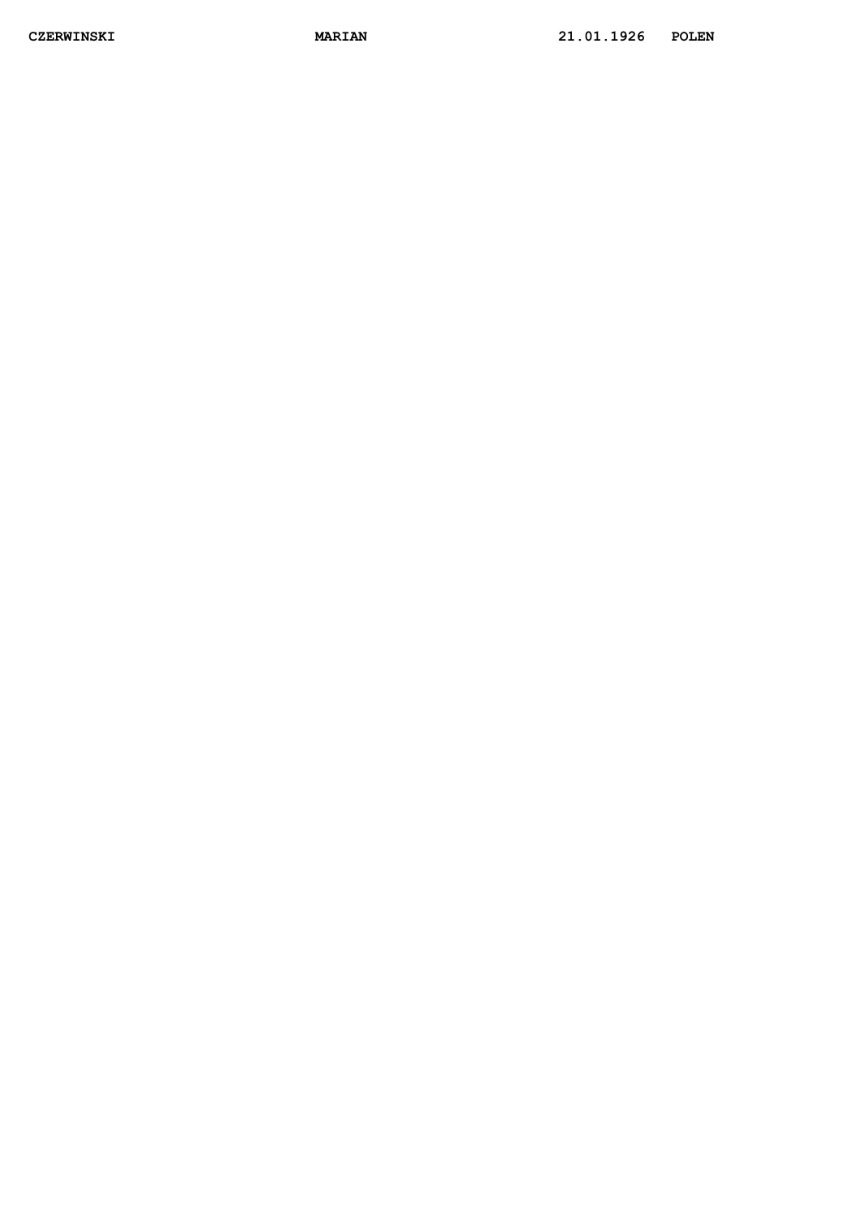| | | | |
|---|---|---|---|
| **CZERWINSKI** | **MARIAN** | **21.01.1926** | **POLEN** |